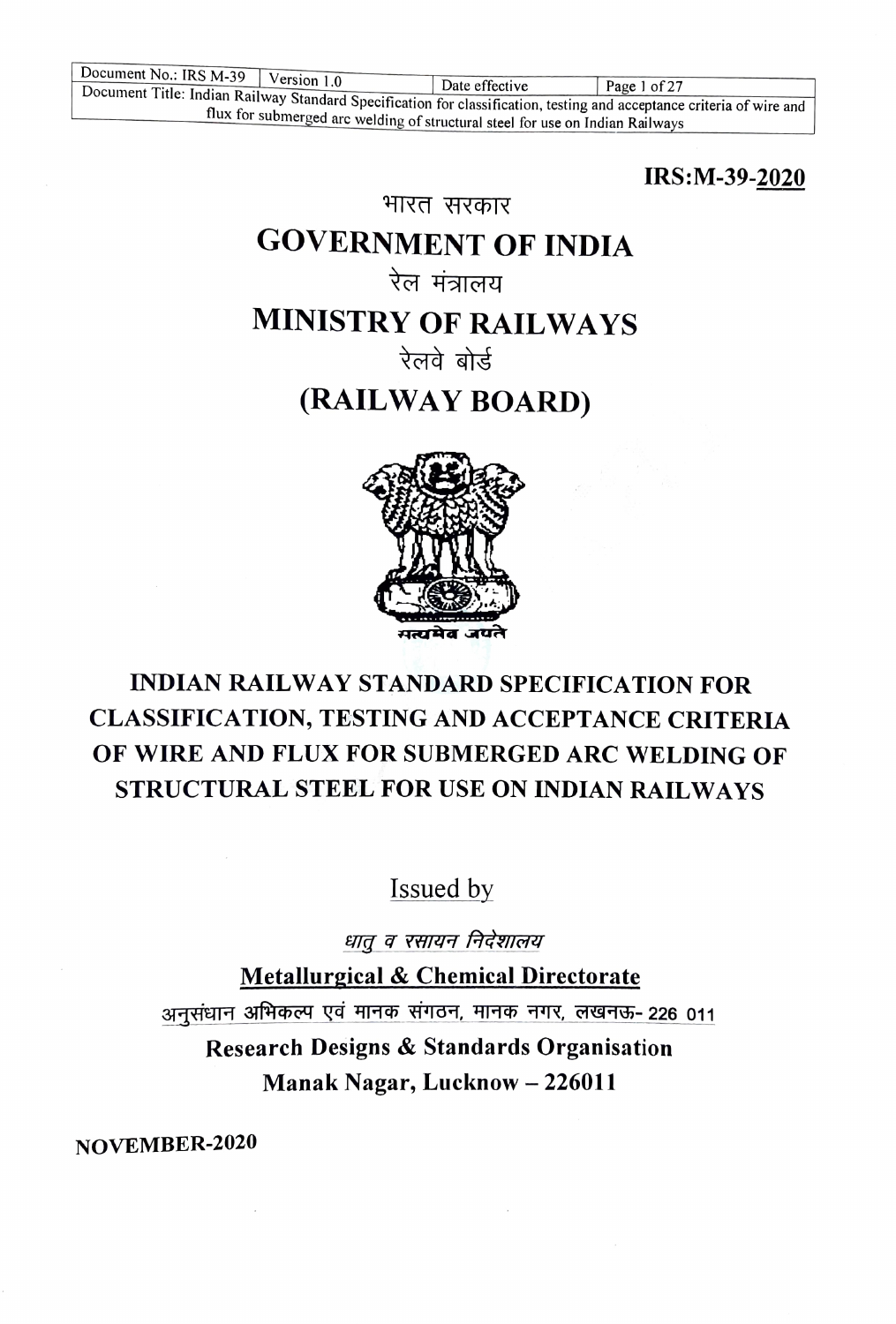**IRS:M-39-2020**

भारत सरकार

# GOVERNMENT OF INDIA

रेल मंत्रालय

# MINISTRY OF RAILWAYS

रेलवे बोर्ड

# (RAILWAY BOARD)

सत्यमेव जयते

## INDIAN RAILWAY STANDARD SPECIFICATION FOR CLASSIFICATION, TESTING AND ACCEPTANCE CRITERIA OF WIRE AND FLUX FOR SUBMERGED ARC WELDING OF STRUCTURAL STEEL FOR USE ON INDIAN RAILWAYS

Issued by

*धातु व रसायन निदेशालय*

**Metallurgical & Chemical Directorate**

अनुसंधान अभिकल्प एवं मानक संगठन, मानक नगर, लखनऊ- 226 011

**Research Designs & Standards Organisation**

**Manak Nagar, Lucknow – 226011**

**NOVEMBER-2020**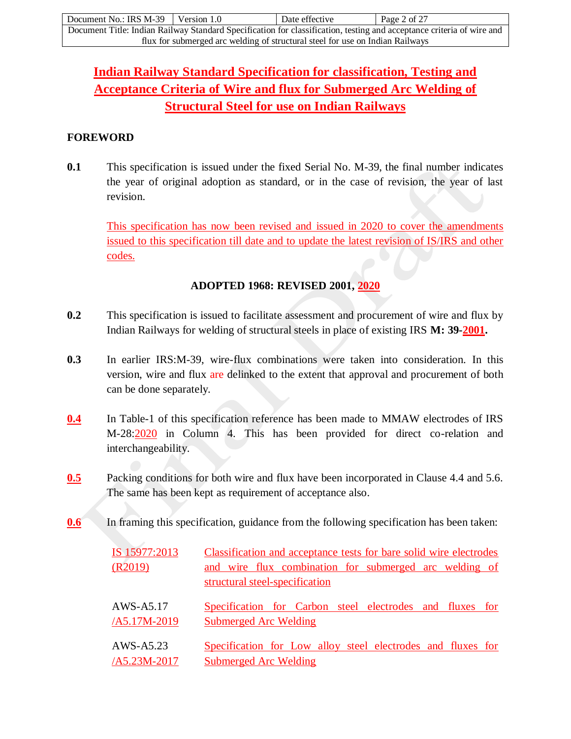# Indian Railway Standard Specification for classification, Testing and Acceptance Criteria of Wire and flux for Submerged Arc Welding of Structural Steel for use on Indian Railways

## FOREWORD

**0.1** This specification is issued under the fixed Serial No. M-39, the final number indicates the year of original adoption as standard, or in the case of revision, the year of last revision.

This specification has now been revised and issued in 2020 to cover the amendments issued to this specification till date and to update the latest revision of IS/IRS and other codes.

**ADOPTED 1968: REVISED 2001, 2020**

**0.2** This specification is issued to facilitate assessment and procurement of wire and flux by Indian Railways for welding of structural steels in place of existing IRS **M: 39-2001.**

**0.3** In earlier IRS:M-39, wire-flux combinations were taken into consideration. In this version, wire and flux are delinked to the extent that approval and procurement of both can be done separately.

**0.4** In Table-1 of this specification reference has been made to MMAW electrodes of IRS M-28:2020 in Column 4. This has been provided for direct co-relation and interchangeability.

**0.5** Packing conditions for both wire and flux have been incorporated in Clause 4.4 and 5.6. The same has been kept as requirement of acceptance also.

**0.6** In framing this specification, guidance from the following specification has been taken:

| | |
|---|---|
| IS 15977:2013 (R2019) | Classification and acceptance tests for bare solid wire electrodes and wire flux combination for submerged arc welding of structural steel-specification |
| AWS-A5.17 /A5.17M-2019 | Specification for Carbon steel electrodes and fluxes for Submerged Arc Welding |
| AWS-A5.23 /A5.23M-2017 | Specification for Low alloy steel electrodes and fluxes for Submerged Arc Welding |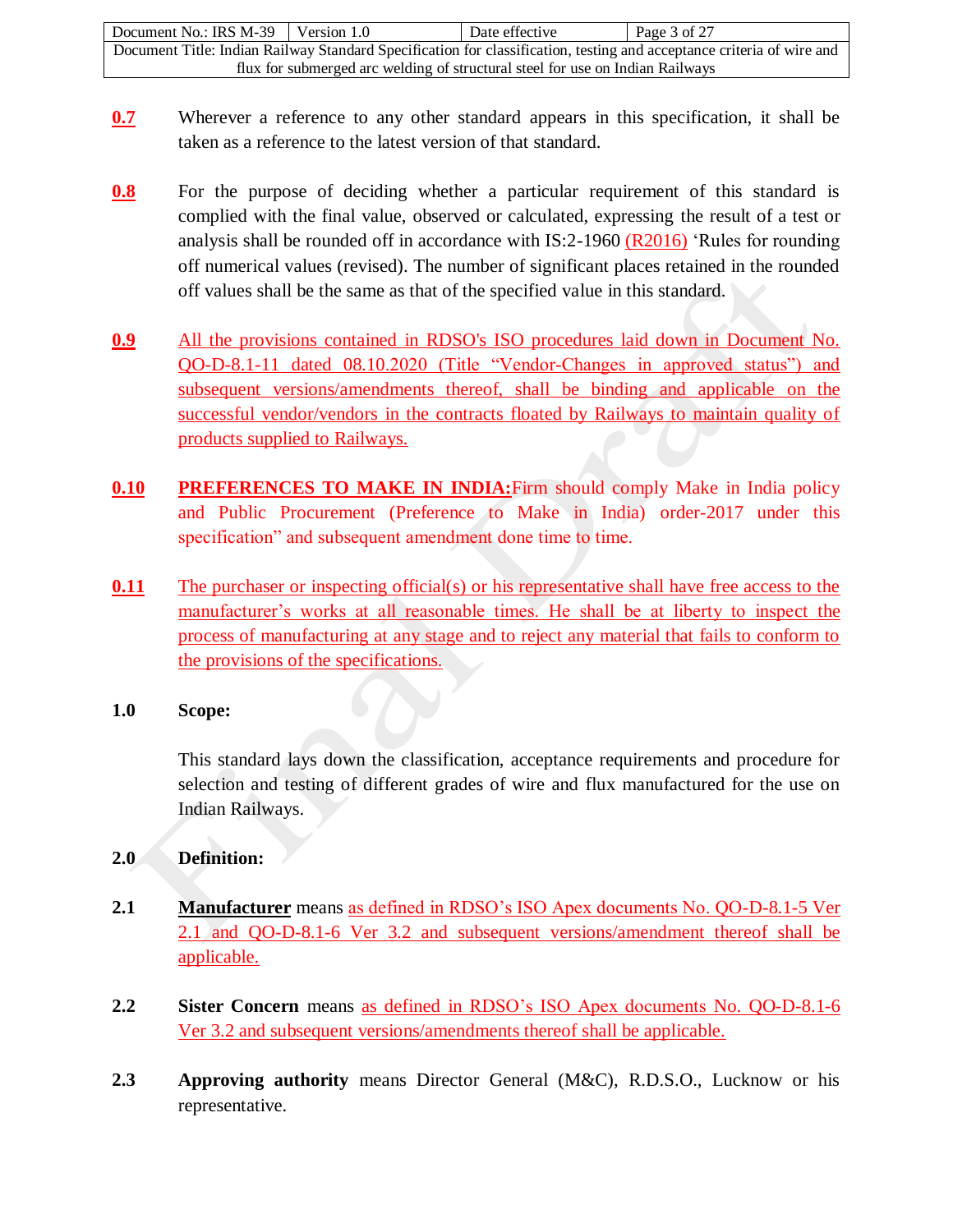**0.7** Wherever a reference to any other standard appears in this specification, it shall be taken as a reference to the latest version of that standard.

**0.8** For the purpose of deciding whether a particular requirement of this standard is complied with the final value, observed or calculated, expressing the result of a test or analysis shall be rounded off in accordance with IS:2-1960 (R2016) 'Rules for rounding off numerical values (revised). The number of significant places retained in the rounded off values shall be the same as that of the specified value in this standard.

**0.9** All the provisions contained in RDSO's ISO procedures laid down in Document No. QO-D-8.1-11 dated 08.10.2020 (Title "Vendor-Changes in approved status") and subsequent versions/amendments thereof, shall be binding and applicable on the successful vendor/vendors in the contracts floated by Railways to maintain quality of products supplied to Railways.

**0.10** **PREFERENCES TO MAKE IN INDIA:** Firm should comply Make in India policy and Public Procurement (Preference to Make in India) order-2017 under this specification" and subsequent amendment done time to time.

**0.11** The purchaser or inspecting official(s) or his representative shall have free access to the manufacturer's works at all reasonable times. He shall be at liberty to inspect the process of manufacturing at any stage and to reject any material that fails to conform to the provisions of the specifications.

## 1.0 Scope:

This standard lays down the classification, acceptance requirements and procedure for selection and testing of different grades of wire and flux manufactured for the use on Indian Railways.

## 2.0 Definition:

**2.1** **Manufacturer** means as defined in RDSO's ISO Apex documents No. QO-D-8.1-5 Ver 2.1 and QO-D-8.1-6 Ver 3.2 and subsequent versions/amendment thereof shall be applicable.

**2.2** **Sister Concern** means as defined in RDSO's ISO Apex documents No. QO-D-8.1-6 Ver 3.2 and subsequent versions/amendments thereof shall be applicable.

**2.3** **Approving authority** means Director General (M&C), R.D.S.O., Lucknow or his representative.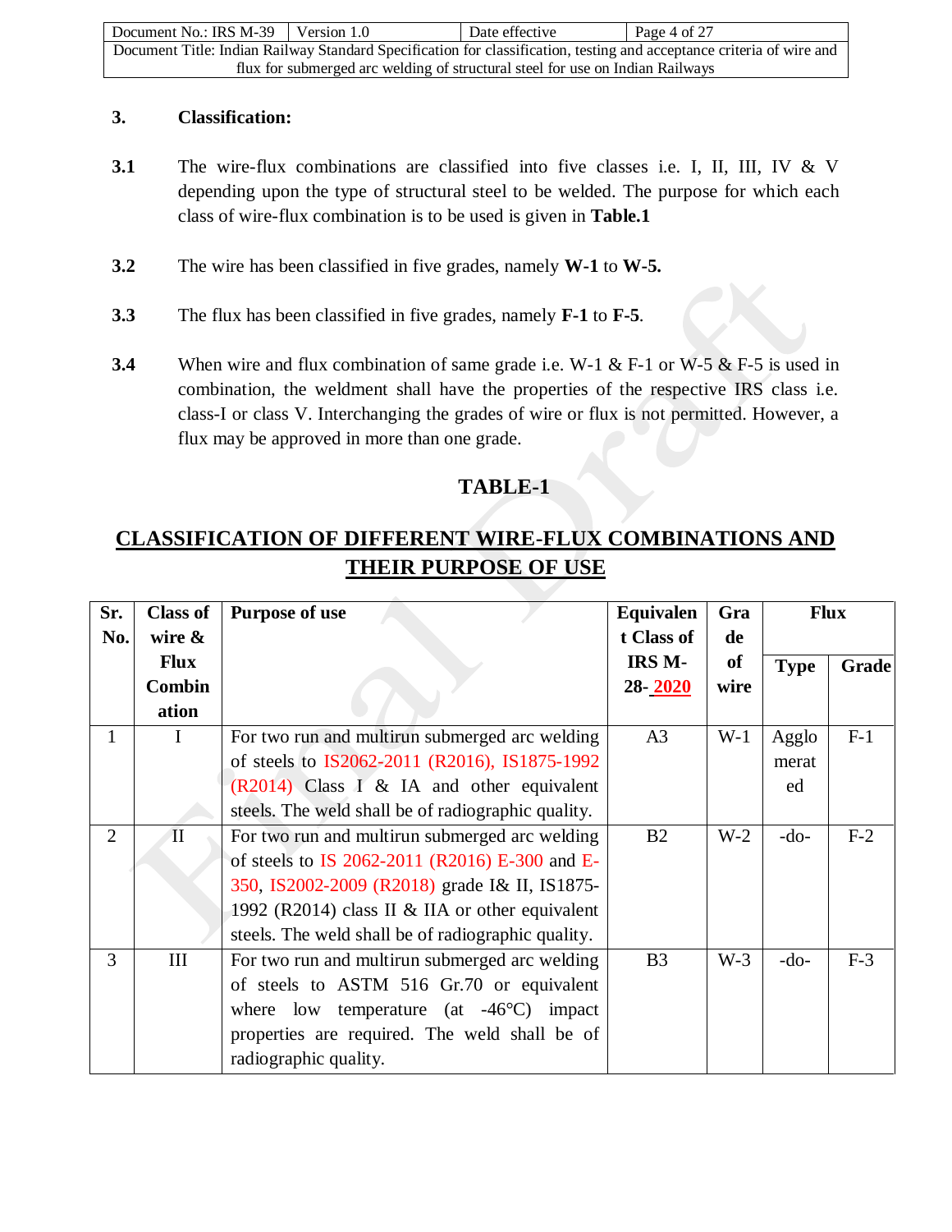## 3. Classification:

**3.1** The wire-flux combinations are classified into five classes i.e. I, II, III, IV & V depending upon the type of structural steel to be welded. The purpose for which each class of wire-flux combination is to be used is given in **Table.1**

**3.2** The wire has been classified in five grades, namely **W-1** to **W-5.**

**3.3** The flux has been classified in five grades, namely **F-1** to **F-5**.

**3.4** When wire and flux combination of same grade i.e. W-1 & F-1 or W-5 & F-5 is used in combination, the weldment shall have the properties of the respective IRS class i.e. class-I or class V. Interchanging the grades of wire or flux is not permitted. However, a flux may be approved in more than one grade.

## TABLE-1

## CLASSIFICATION OF DIFFERENT WIRE-FLUX COMBINATIONS AND THEIR PURPOSE OF USE

| Sr. No. | Class of wire & Flux Combination | Purpose of use | Equivalent Class of IRS M-28- 2020 | Grade of wire | Flux | |
|---|---|---|---|---|---|---|
| | | | | | Type | Grade |
| 1 | I | For two run and multirun submerged arc welding of steels to IS2062-2011 (R2016), IS1875-1992 (R2014) Class I & IA and other equivalent steels. The weld shall be of radiographic quality. | A3 | W-1 | Agglomerated | F-1 |
| 2 | II | For two run and multirun submerged arc welding of steels to IS 2062-2011 (R2016) E-300 and E-350, IS2002-2009 (R2018) grade I& II, IS1875-1992 (R2014) class II & IIA or other equivalent steels. The weld shall be of radiographic quality. | B2 | W-2 | -do- | F-2 |
| 3 | III | For two run and multirun submerged arc welding of steels to ASTM 516 Gr.70 or equivalent where low temperature (at -46°C) impact properties are required. The weld shall be of radiographic quality. | B3 | W-3 | -do- | F-3 |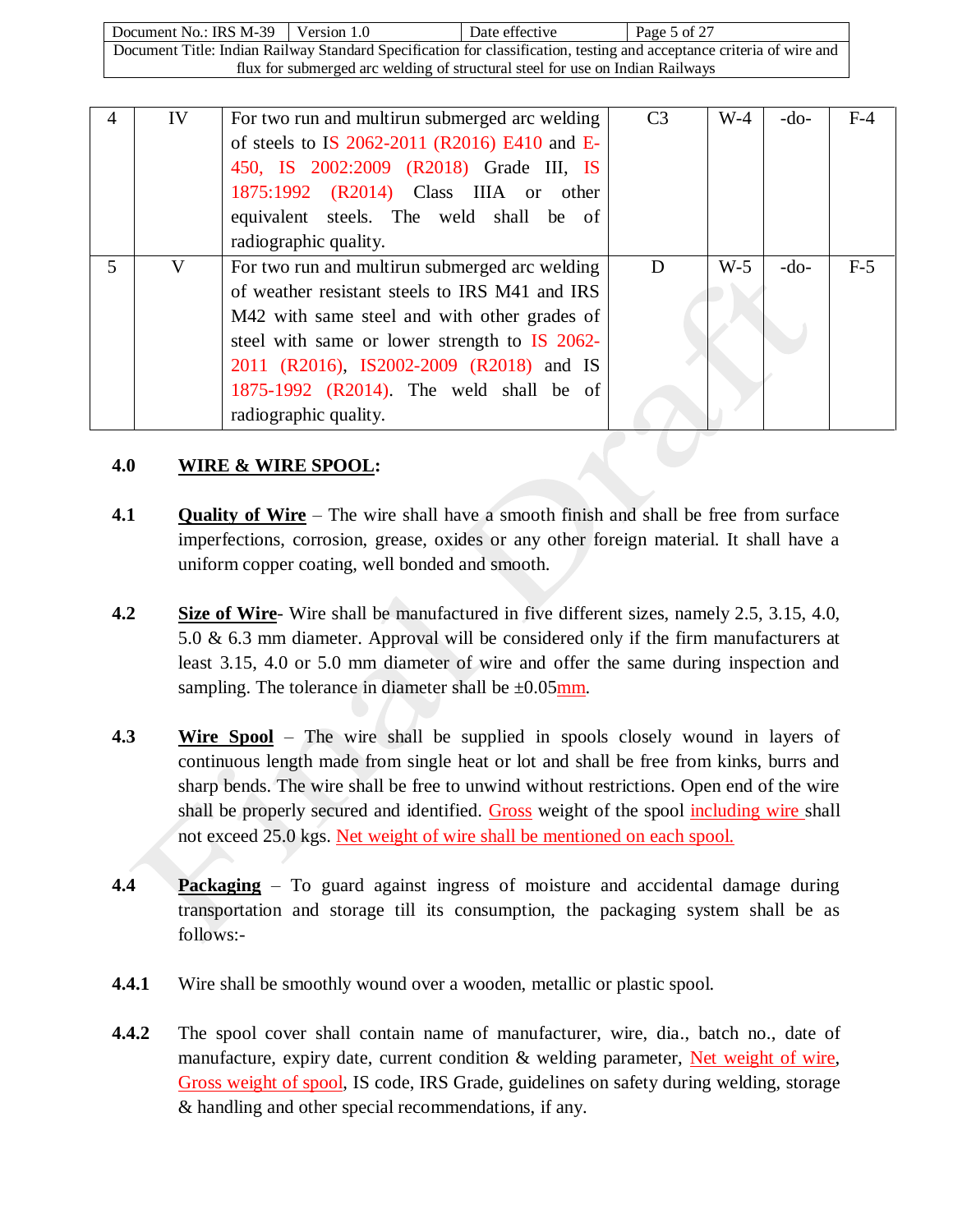| 4 | IV | For two run and multirun submerged arc welding of steels to IS 2062-2011 (R2016) E410 and E-450, IS 2002:2009 (R2018) Grade III, IS 1875:1992 (R2014) Class IIIA or other equivalent steels. The weld shall be of radiographic quality. | C3 | W-4 | -do- | F-4 |
|---|---|---|---|---|---|---|
| 5 | V | For two run and multirun submerged arc welding of weather resistant steels to IRS M41 and IRS M42 with same steel and with other grades of steel with same or lower strength to IS 2062-2011 (R2016), IS2002-2009 (R2018) and IS 1875-1992 (R2014). The weld shall be of radiographic quality. | D | W-5 | -do- | F-5 |

**4.0 WIRE & WIRE SPOOL:**

**4.1 Quality of Wire** – The wire shall have a smooth finish and shall be free from surface imperfections, corrosion, grease, oxides or any other foreign material. It shall have a uniform copper coating, well bonded and smooth.

**4.2 Size of Wire**- Wire shall be manufactured in five different sizes, namely 2.5, 3.15, 4.0, 5.0 & 6.3 mm diameter. Approval will be considered only if the firm manufacturers at least 3.15, 4.0 or 5.0 mm diameter of wire and offer the same during inspection and sampling. The tolerance in diameter shall be ±0.05mm.

**4.3 Wire Spool** – The wire shall be supplied in spools closely wound in layers of continuous length made from single heat or lot and shall be free from kinks, burrs and sharp bends. The wire shall be free to unwind without restrictions. Open end of the wire shall be properly secured and identified. Gross weight of the spool including wire shall not exceed 25.0 kgs. Net weight of wire shall be mentioned on each spool.

**4.4 Packaging** – To guard against ingress of moisture and accidental damage during transportation and storage till its consumption, the packaging system shall be as follows:-

**4.4.1** Wire shall be smoothly wound over a wooden, metallic or plastic spool.

**4.4.2** The spool cover shall contain name of manufacturer, wire, dia., batch no., date of manufacture, expiry date, current condition & welding parameter, Net weight of wire, Gross weight of spool, IS code, IRS Grade, guidelines on safety during welding, storage & handling and other special recommendations, if any.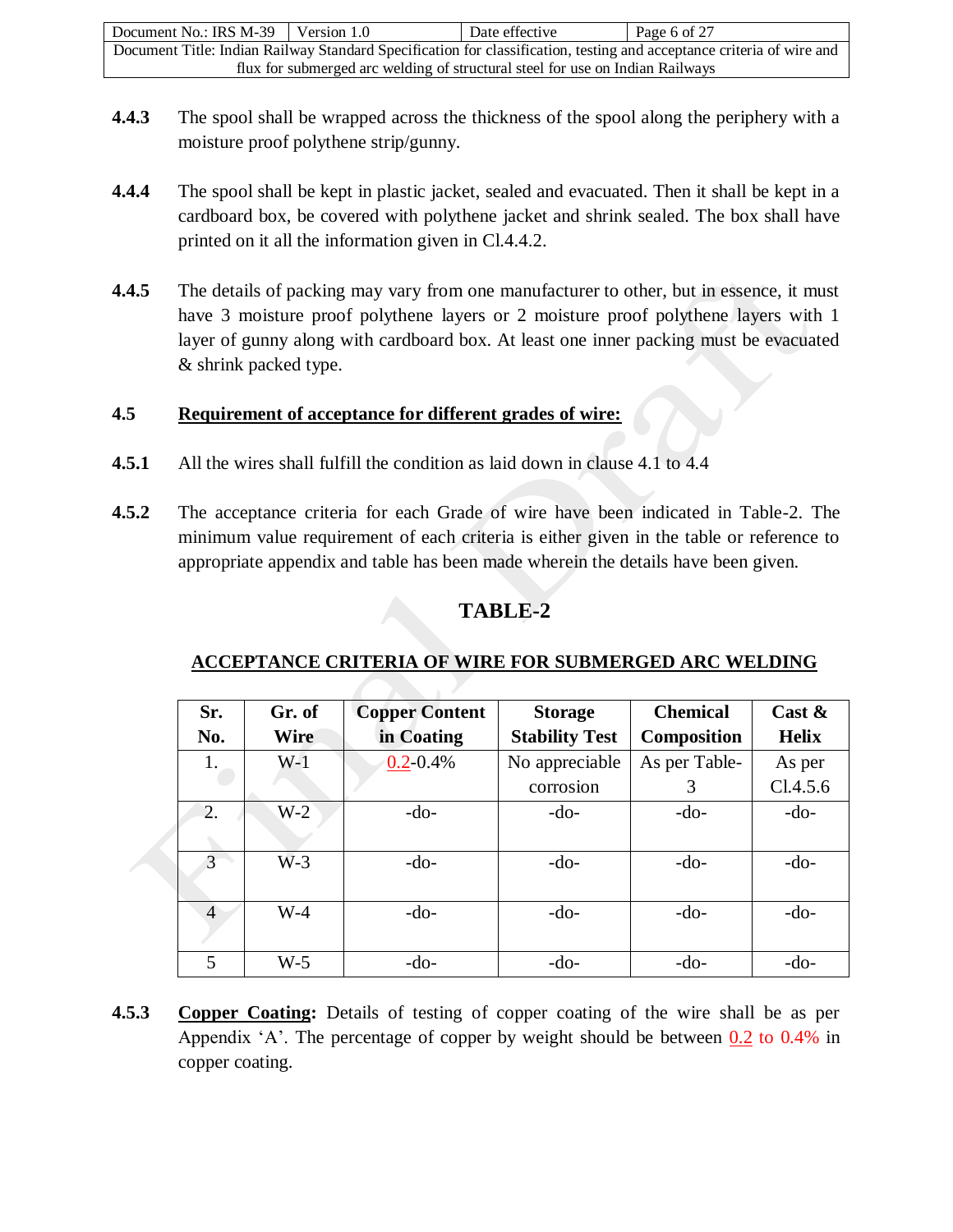**4.4.3** The spool shall be wrapped across the thickness of the spool along the periphery with a moisture proof polythene strip/gunny.

**4.4.4** The spool shall be kept in plastic jacket, sealed and evacuated. Then it shall be kept in a cardboard box, be covered with polythene jacket and shrink sealed. The box shall have printed on it all the information given in Cl.4.4.2.

**4.4.5** The details of packing may vary from one manufacturer to other, but in essence, it must have 3 moisture proof polythene layers or 2 moisture proof polythene layers with 1 layer of gunny along with cardboard box. At least one inner packing must be evacuated & shrink packed type.

**4.5** **Requirement of acceptance for different grades of wire:**

**4.5.1** All the wires shall fulfill the condition as laid down in clause 4.1 to 4.4

**4.5.2** The acceptance criteria for each Grade of wire have been indicated in Table-2. The minimum value requirement of each criteria is either given in the table or reference to appropriate appendix and table has been made wherein the details have been given.

## TABLE-2

**ACCEPTANCE CRITERIA OF WIRE FOR SUBMERGED ARC WELDING**

| Sr. No. | Gr. of Wire | Copper Content in Coating | Storage Stability Test | Chemical Composition | Cast & Helix |
|---|---|---|---|---|---|
| 1. | W-1 | 0.2-0.4% | No appreciable corrosion | As per Table-3 | As per Cl.4.5.6 |
| 2. | W-2 | -do- | -do- | -do- | -do- |
| 3 | W-3 | -do- | -do- | -do- | -do- |
| 4 | W-4 | -do- | -do- | -do- | -do- |
| 5 | W-5 | -do- | -do- | -do- | -do- |

**4.5.3** **Copper Coating:** Details of testing of copper coating of the wire shall be as per Appendix 'A'. The percentage of copper by weight should be between 0.2 to 0.4% in copper coating.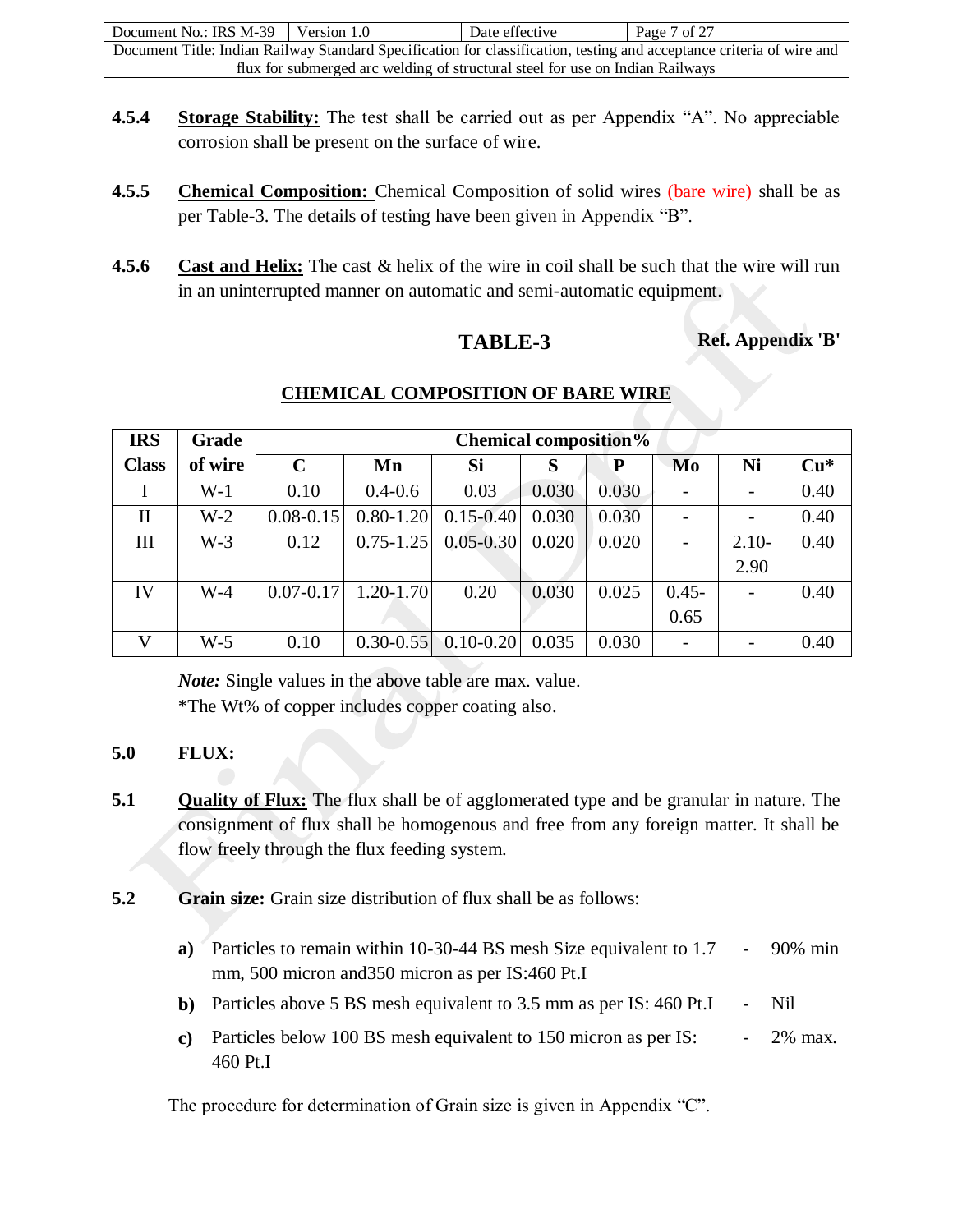**4.5.4** **Storage Stability:** The test shall be carried out as per Appendix "A". No appreciable corrosion shall be present on the surface of wire.

**4.5.5** **Chemical Composition:** Chemical Composition of solid wires (bare wire) shall be as per Table-3. The details of testing have been given in Appendix "B".

**4.5.6** **Cast and Helix:** The cast & helix of the wire in coil shall be such that the wire will run in an uninterrupted manner on automatic and semi-automatic equipment.

**TABLE-3** **Ref. Appendix 'B'**

**CHEMICAL COMPOSITION OF BARE WIRE**

| IRS Class | Grade of wire | Chemical composition% | | | | | | | |
|---|---|---|---|---|---|---|---|---|---|
| | | C | Mn | Si | S | P | Mo | Ni | Cu* |
| I | W-1 | 0.10 | 0.4-0.6 | 0.03 | 0.030 | 0.030 | - | - | 0.40 |
| II | W-2 | 0.08-0.15 | 0.80-1.20 | 0.15-0.40 | 0.030 | 0.030 | - | - | 0.40 |
| III | W-3 | 0.12 | 0.75-1.25 | 0.05-0.30 | 0.020 | 0.020 | - | 2.10-2.90 | 0.40 |
| IV | W-4 | 0.07-0.17 | 1.20-1.70 | 0.20 | 0.030 | 0.025 | 0.45-0.65 | - | 0.40 |
| V | W-5 | 0.10 | 0.30-0.55 | 0.10-0.20 | 0.035 | 0.030 | - | - | 0.40 |

***Note:*** Single values in the above table are max. value.
*The Wt% of copper includes copper coating also.

**5.0** **FLUX:**

**5.1** **Quality of Flux:** The flux shall be of agglomerated type and be granular in nature. The consignment of flux shall be homogenous and free from any foreign matter. It shall be flow freely through the flux feeding system.

**5.2** **Grain size:** Grain size distribution of flux shall be as follows:

- **a)** Particles to remain within 10-30-44 BS mesh Size equivalent to 1.7 mm, 500 micron and350 micron as per IS:460 Pt.I - 90% min
- **b)** Particles above 5 BS mesh equivalent to 3.5 mm as per IS: 460 Pt.I - Nil
- **c)** Particles below 100 BS mesh equivalent to 150 micron as per IS: 460 Pt.I - 2% max.

The procedure for determination of Grain size is given in Appendix "C".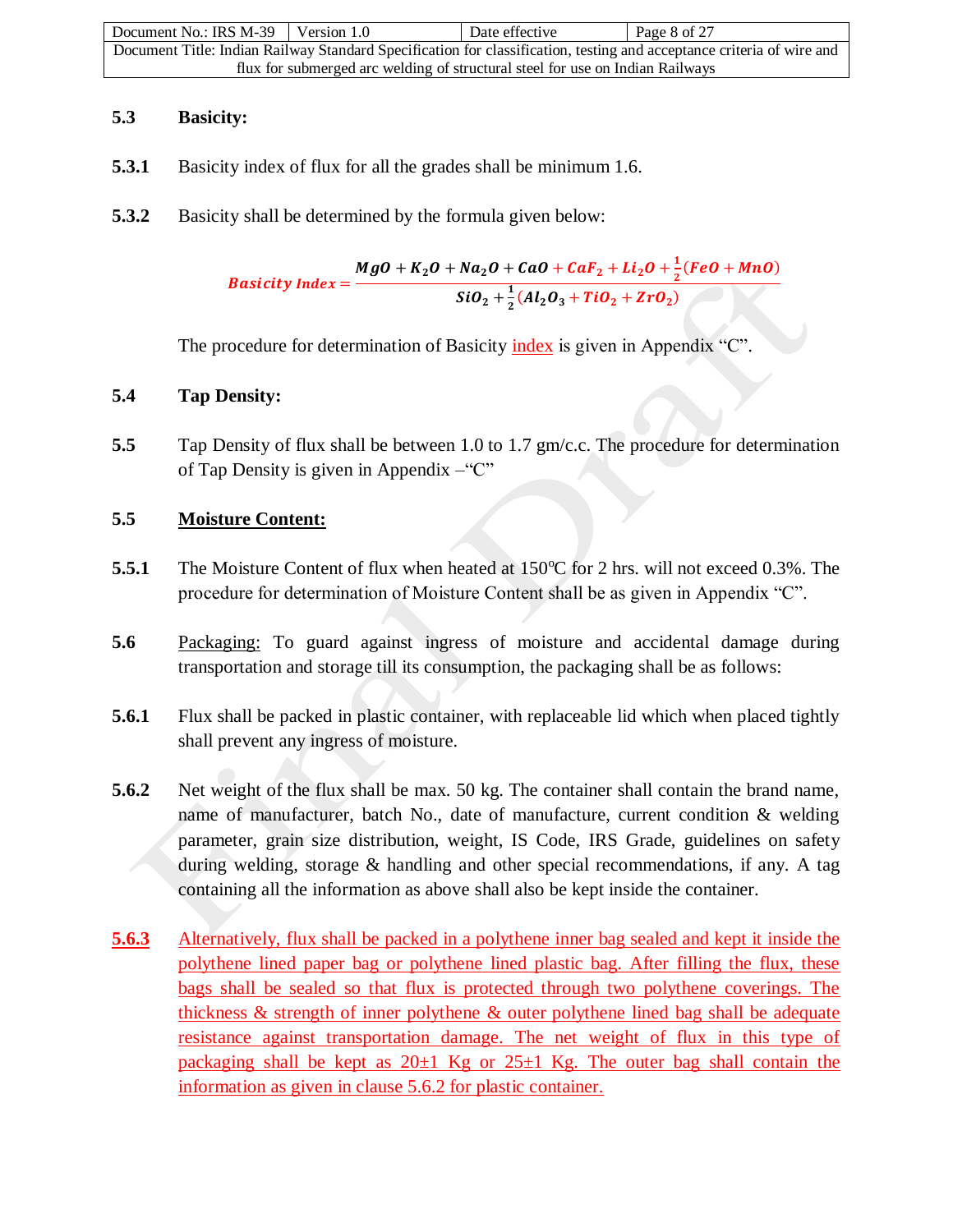**5.3 Basicity:**

**5.3.1** Basicity index of flux for all the grades shall be minimum 1.6.

**5.3.2** Basicity shall be determined by the formula given below:

$$\textit{Basicity Index} = \frac{MgO + K_2O + Na_2O + CaO + CaF_2 + Li_2O + \frac{1}{2}(FeO + MnO)}{SiO_2 + \frac{1}{2}(Al_2O_3 + TiO_2 + ZrO_2)}$$

The procedure for determination of Basicity index is given in Appendix "C".

**5.4 Tap Density:**

**5.5** Tap Density of flux shall be between 1.0 to 1.7 gm/c.c. The procedure for determination of Tap Density is given in Appendix –"C"

**5.5 Moisture Content:**

**5.5.1** The Moisture Content of flux when heated at 150°C for 2 hrs. will not exceed 0.3%. The procedure for determination of Moisture Content shall be as given in Appendix "C".

**5.6** Packaging: To guard against ingress of moisture and accidental damage during transportation and storage till its consumption, the packaging shall be as follows:

**5.6.1** Flux shall be packed in plastic container, with replaceable lid which when placed tightly shall prevent any ingress of moisture.

**5.6.2** Net weight of the flux shall be max. 50 kg. The container shall contain the brand name, name of manufacturer, batch No., date of manufacture, current condition & welding parameter, grain size distribution, weight, IS Code, IRS Grade, guidelines on safety during welding, storage & handling and other special recommendations, if any. A tag containing all the information as above shall also be kept inside the container.

**5.6.3** Alternatively, flux shall be packed in a polythene inner bag sealed and kept it inside the polythene lined paper bag or polythene lined plastic bag. After filling the flux, these bags shall be sealed so that flux is protected through two polythene coverings. The thickness & strength of inner polythene & outer polythene lined bag shall be adequate resistance against transportation damage. The net weight of flux in this type of packaging shall be kept as 20±1 Kg or 25±1 Kg. The outer bag shall contain the information as given in clause 5.6.2 for plastic container.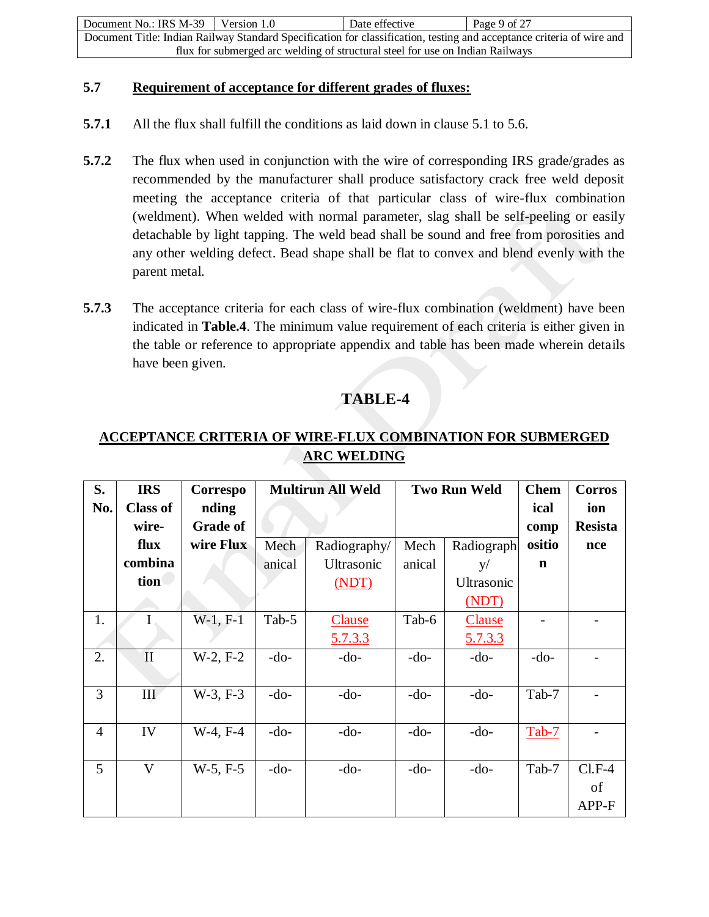### 5.7 Requirement of acceptance for different grades of fluxes:

**5.7.1** All the flux shall fulfill the conditions as laid down in clause 5.1 to 5.6.

**5.7.2** The flux when used in conjunction with the wire of corresponding IRS grade/grades as recommended by the manufacturer shall produce satisfactory crack free weld deposit meeting the acceptance criteria of that particular class of wire-flux combination (weldment). When welded with normal parameter, slag shall be self-peeling or easily detachable by light tapping. The weld bead shall be sound and free from porosities and any other welding defect. Bead shape shall be flat to convex and blend evenly with the parent metal.

**5.7.3** The acceptance criteria for each class of wire-flux combination (weldment) have been indicated in **Table.4**. The minimum value requirement of each criteria is either given in the table or reference to appropriate appendix and table has been made wherein details have been given.

## TABLE-4

**ACCEPTANCE CRITERIA OF WIRE-FLUX COMBINATION FOR SUBMERGED ARC WELDING**

| S. No. | IRS Class of wire-flux combination | Corresponding Grade of wire Flux | Multirun All Weld | | Two Run Weld | | Chemical composition | Corrosion Resistance |
|---|---|---|---|---|---|---|---|---|
| | | | Mechanical | Radiography/ Ultrasonic (NDT) | Mechanical | Radiography/ Ultrasonic (NDT) | | |
| 1. | I | W-1, F-1 | Tab-5 | Clause 5.7.3.3 | Tab-6 | Clause 5.7.3.3 | - | - |
| 2. | II | W-2, F-2 | -do- | -do- | -do- | -do- | -do- | - |
| 3 | III | W-3, F-3 | -do- | -do- | -do- | -do- | Tab-7 | - |
| 4 | IV | W-4, F-4 | -do- | -do- | -do- | -do- | Tab-7 | - |
| 5 | V | W-5, F-5 | -do- | -do- | -do- | -do- | Tab-7 | Cl.F-4 of APP-F |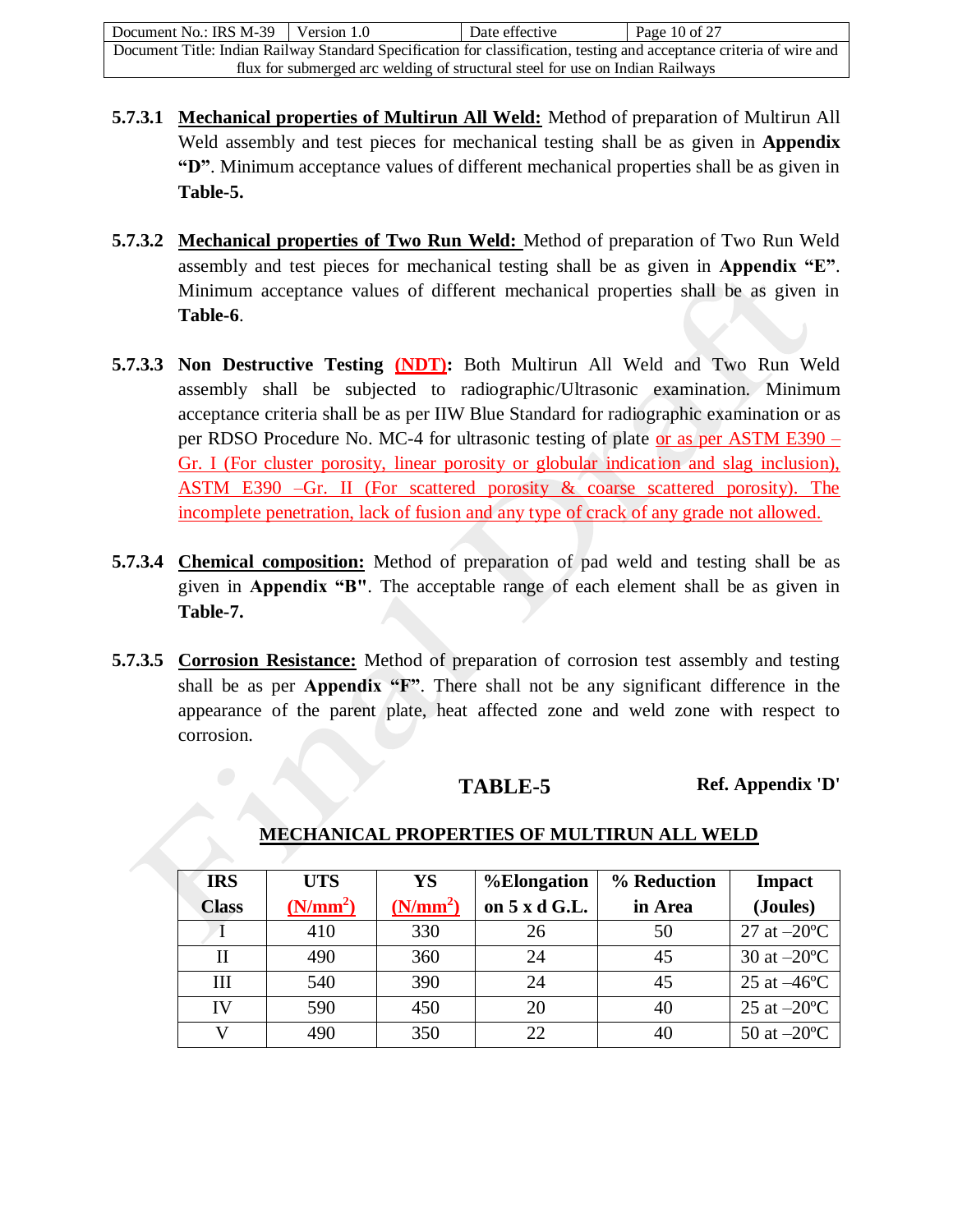**5.7.3.1** **Mechanical properties of Multirun All Weld:** Method of preparation of Multirun All Weld assembly and test pieces for mechanical testing shall be as given in **Appendix "D"**. Minimum acceptance values of different mechanical properties shall be as given in **Table-5.**

**5.7.3.2** **Mechanical properties of Two Run Weld:** Method of preparation of Two Run Weld assembly and test pieces for mechanical testing shall be as given in **Appendix "E"**. Minimum acceptance values of different mechanical properties shall be as given in **Table-6**.

**5.7.3.3** **Non Destructive Testing (NDT):** Both Multirun All Weld and Two Run Weld assembly shall be subjected to radiographic/Ultrasonic examination. Minimum acceptance criteria shall be as per IIW Blue Standard for radiographic examination or as per RDSO Procedure No. MC-4 for ultrasonic testing of plate or as per ASTM E390 – Gr. I (For cluster porosity, linear porosity or globular indication and slag inclusion), ASTM E390 –Gr. II (For scattered porosity & coarse scattered porosity). The incomplete penetration, lack of fusion and any type of crack of any grade not allowed.

**5.7.3.4** **Chemical composition:** Method of preparation of pad weld and testing shall be as given in **Appendix "B"**. The acceptable range of each element shall be as given in **Table-7.**

**5.7.3.5** **Corrosion Resistance:** Method of preparation of corrosion test assembly and testing shall be as per **Appendix "F"**. There shall not be any significant difference in the appearance of the parent plate, heat affected zone and weld zone with respect to corrosion.

**TABLE-5** **Ref. Appendix 'D'**

**MECHANICAL PROPERTIES OF MULTIRUN ALL WELD**

| IRS Class | UTS ($N/mm^2$) | YS ($N/mm^2$) | %Elongation on 5 x d G.L. | % Reduction in Area | Impact (Joules) |
|---|---|---|---|---|---|
| I | 410 | 330 | 26 | 50 | 27 at –20ºC |
| II | 490 | 360 | 24 | 45 | 30 at –20ºC |
| III | 540 | 390 | 24 | 45 | 25 at –46ºC |
| IV | 590 | 450 | 20 | 40 | 25 at –20ºC |
| V | 490 | 350 | 22 | 40 | 50 at –20ºC |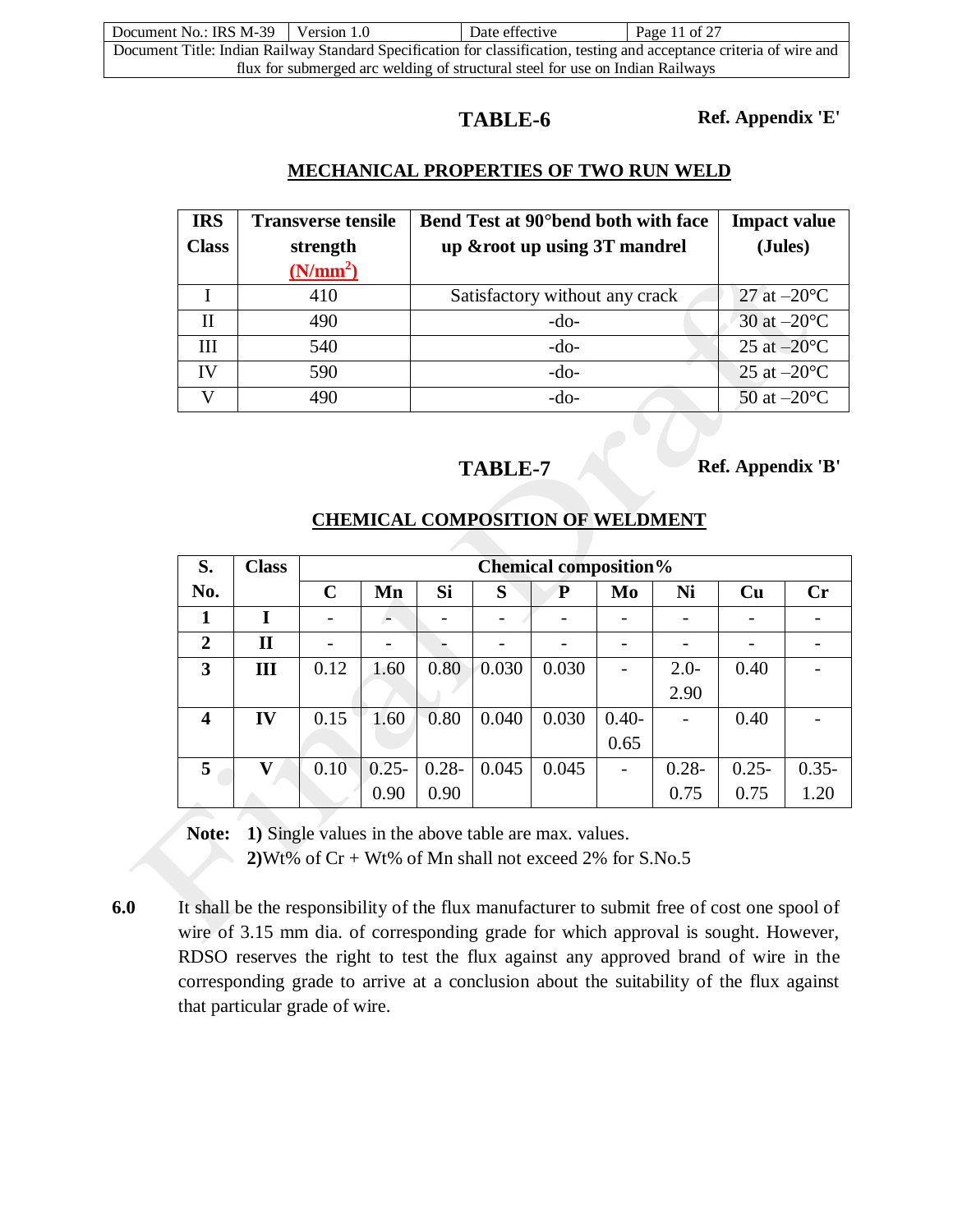**TABLE-6** **Ref. Appendix 'E'**

## MECHANICAL PROPERTIES OF TWO RUN WELD

| IRS Class | Transverse tensile strength ($N/mm^2$) | Bend Test at 90°bend both with face up &root up using 3T mandrel | Impact value (Jules) |
|---|---|---|---|
| I | 410 | Satisfactory without any crack | 27 at –20°C |
| II | 490 | -do- | 30 at –20°C |
| III | 540 | -do- | 25 at –20°C |
| IV | 590 | -do- | 25 at –20°C |
| V | 490 | -do- | 50 at –20°C |

**TABLE-7** **Ref. Appendix 'B'**

## CHEMICAL COMPOSITION OF WELDMENT

| S. No. | Class | Chemical composition% | | | | | | | | |
|---|---|---|---|---|---|---|---|---|---|---|
| | | C | Mn | Si | S | P | Mo | Ni | Cu | Cr |
| 1 | I | - | - | - | - | - | - | - | - | - |
| 2 | II | - | - | - | - | - | - | - | - | - |
| 3 | III | 0.12 | 1.60 | 0.80 | 0.030 | 0.030 | - | 2.0-2.90 | 0.40 | - |
| 4 | IV | 0.15 | 1.60 | 0.80 | 0.040 | 0.030 | 0.40-0.65 | - | 0.40 | - |
| 5 | V | 0.10 | 0.25-0.90 | 0.28-0.90 | 0.045 | 0.045 | - | 0.28-0.75 | 0.25-0.75 | 0.35-1.20 |

**Note:** **1)** Single values in the above table are max. values.
**2)**Wt% of Cr + Wt% of Mn shall not exceed 2% for S.No.5

**6.0** It shall be the responsibility of the flux manufacturer to submit free of cost one spool of wire of 3.15 mm dia. of corresponding grade for which approval is sought. However, RDSO reserves the right to test the flux against any approved brand of wire in the corresponding grade to arrive at a conclusion about the suitability of the flux against that particular grade of wire.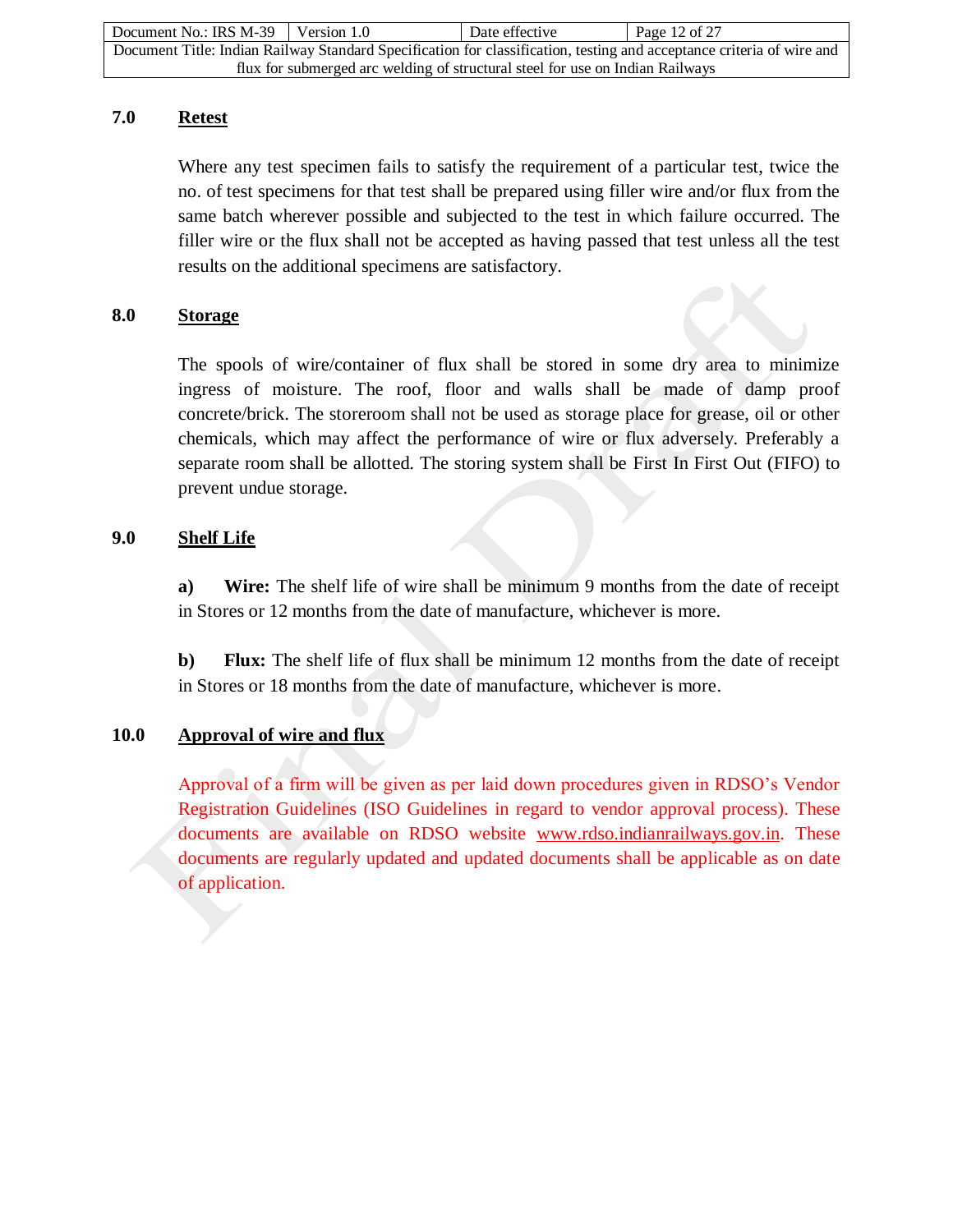## 7.0 Retest

Where any test specimen fails to satisfy the requirement of a particular test, twice the no. of test specimens for that test shall be prepared using filler wire and/or flux from the same batch wherever possible and subjected to the test in which failure occurred. The filler wire or the flux shall not be accepted as having passed that test unless all the test results on the additional specimens are satisfactory.

## 8.0 Storage

The spools of wire/container of flux shall be stored in some dry area to minimize ingress of moisture. The roof, floor and walls shall be made of damp proof concrete/brick. The storeroom shall not be used as storage place for grease, oil or other chemicals, which may affect the performance of wire or flux adversely. Preferably a separate room shall be allotted. The storing system shall be First In First Out (FIFO) to prevent undue storage.

## 9.0 Shelf Life

**a) Wire:** The shelf life of wire shall be minimum 9 months from the date of receipt in Stores or 12 months from the date of manufacture, whichever is more.

**b) Flux:** The shelf life of flux shall be minimum 12 months from the date of receipt in Stores or 18 months from the date of manufacture, whichever is more.

## 10.0 Approval of wire and flux

Approval of a firm will be given as per laid down procedures given in RDSO's Vendor Registration Guidelines (ISO Guidelines in regard to vendor approval process). These documents are available on RDSO website www.rdso.indianrailways.gov.in. These documents are regularly updated and updated documents shall be applicable as on date of application.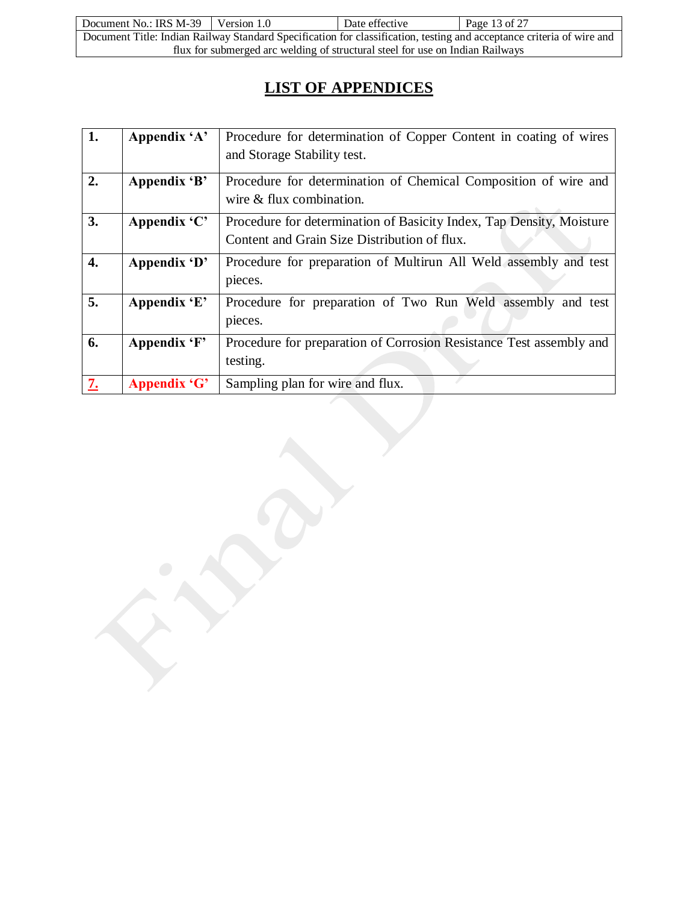# LIST OF APPENDICES

| | | |
|---|---|---|
| **1.** | **Appendix 'A'** | Procedure for determination of Copper Content in coating of wires and Storage Stability test. |
| **2.** | **Appendix 'B'** | Procedure for determination of Chemical Composition of wire and wire & flux combination. |
| **3.** | **Appendix 'C'** | Procedure for determination of Basicity Index, Tap Density, Moisture Content and Grain Size Distribution of flux. |
| **4.** | **Appendix 'D'** | Procedure for preparation of Multirun All Weld assembly and test pieces. |
| **5.** | **Appendix 'E'** | Procedure for preparation of Two Run Weld assembly and test pieces. |
| **6.** | **Appendix 'F'** | Procedure for preparation of Corrosion Resistance Test assembly and testing. |
| **7.** | **Appendix 'G'** | Sampling plan for wire and flux. |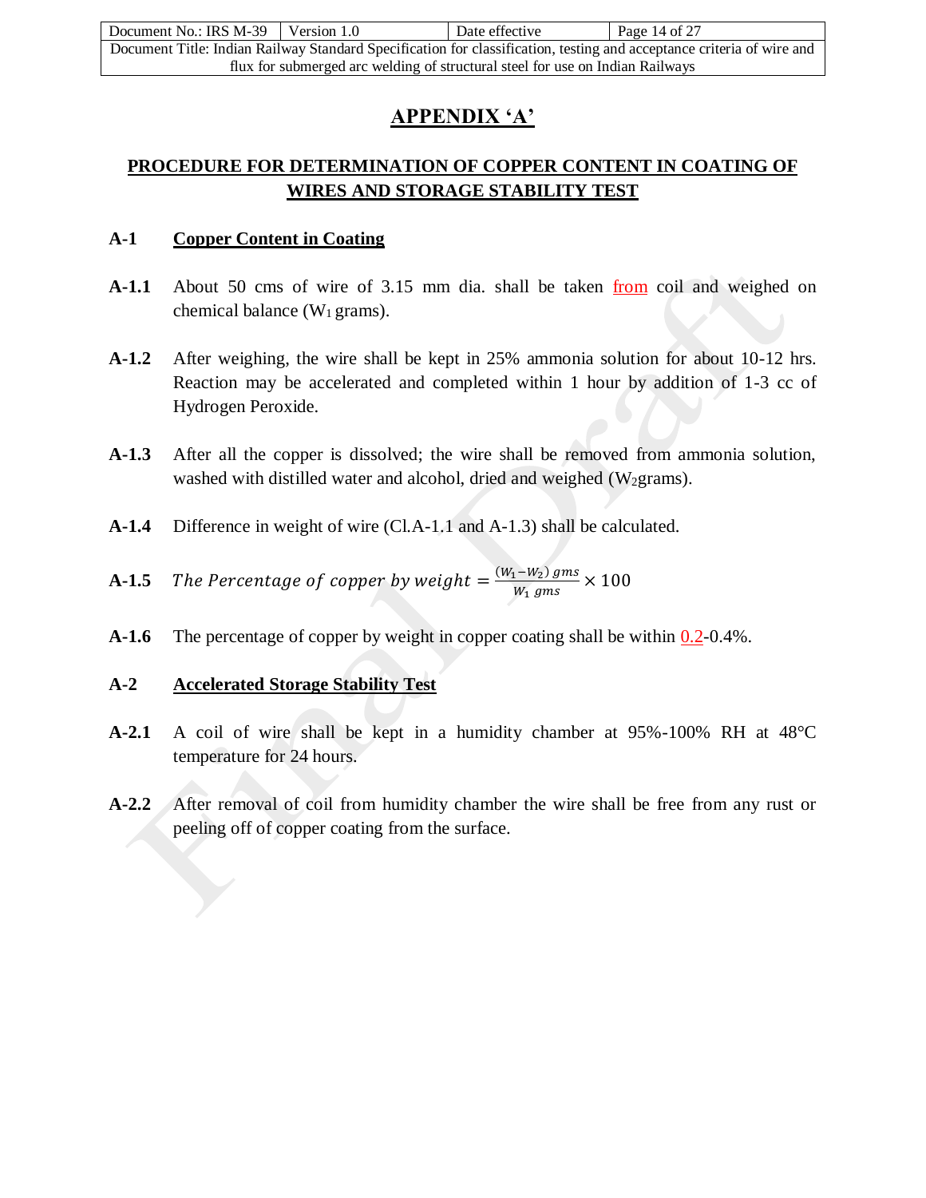# APPENDIX 'A'

## PROCEDURE FOR DETERMINATION OF COPPER CONTENT IN COATING OF WIRES AND STORAGE STABILITY TEST

### A-1 Copper Content in Coating

**A-1.1** About 50 cms of wire of 3.15 mm dia. shall be taken from coil and weighed on chemical balance ($W_1$ grams).

**A-1.2** After weighing, the wire shall be kept in 25% ammonia solution for about 10-12 hrs. Reaction may be accelerated and completed within 1 hour by addition of 1-3 cc of Hydrogen Peroxide.

**A-1.3** After all the copper is dissolved; the wire shall be removed from ammonia solution, washed with distilled water and alcohol, dried and weighed ($W_2$grams).

**A-1.4** Difference in weight of wire (Cl.A-1.1 and A-1.3) shall be calculated.

**A-1.5** $The\ Percentage\ of\ copper\ by\ weight = \frac{(W_1 - W_2)\ gms}{W_1\ gms} \times 100$

**A-1.6** The percentage of copper by weight in copper coating shall be within 0.2-0.4%.

### A-2 Accelerated Storage Stability Test

**A-2.1** A coil of wire shall be kept in a humidity chamber at 95%-100% RH at 48°C temperature for 24 hours.

**A-2.2** After removal of coil from humidity chamber the wire shall be free from any rust or peeling off of copper coating from the surface.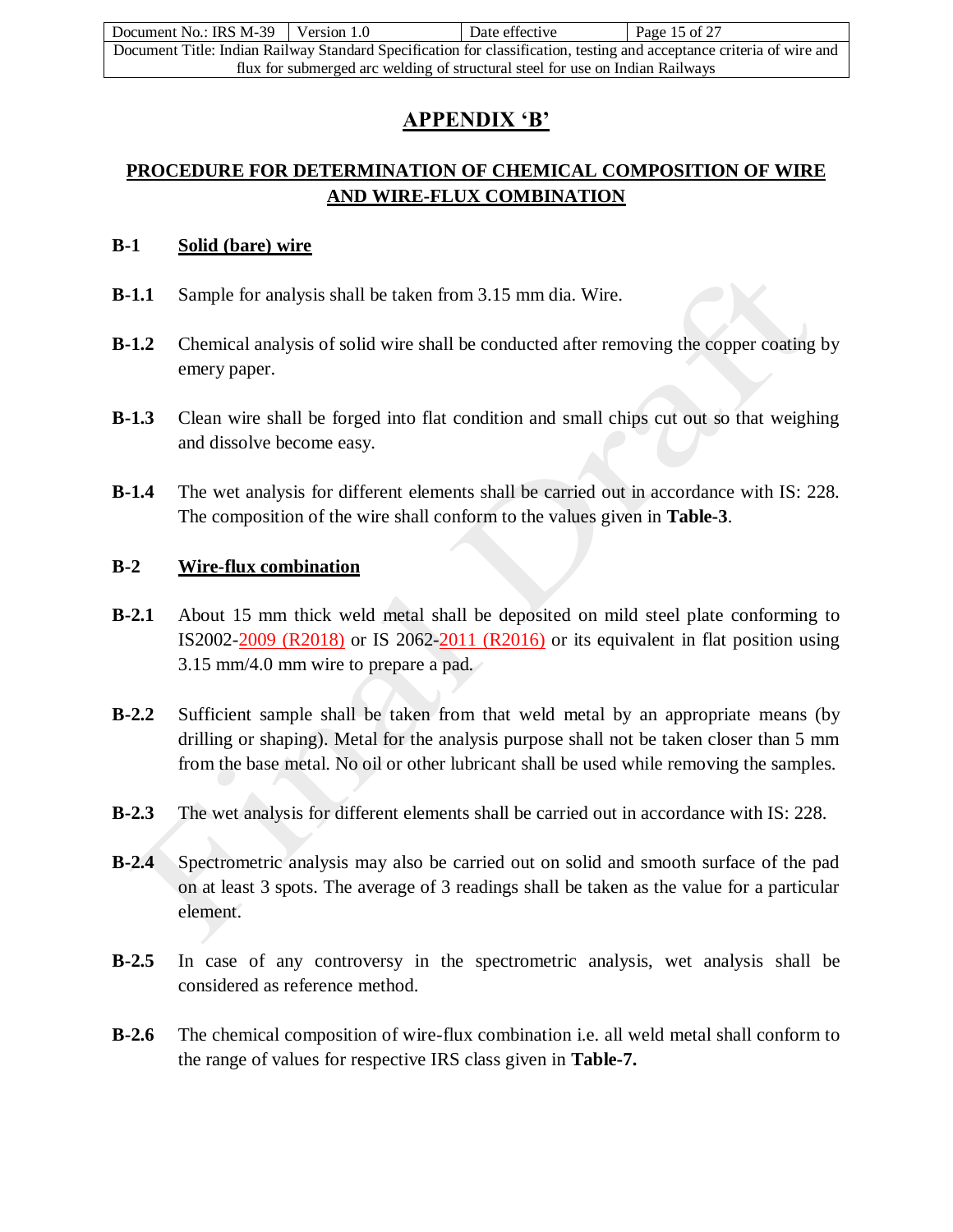# APPENDIX 'B'

## PROCEDURE FOR DETERMINATION OF CHEMICAL COMPOSITION OF WIRE AND WIRE-FLUX COMBINATION

**B-1** **Solid (bare) wire**

**B-1.1** Sample for analysis shall be taken from 3.15 mm dia. Wire.

**B-1.2** Chemical analysis of solid wire shall be conducted after removing the copper coating by emery paper.

**B-1.3** Clean wire shall be forged into flat condition and small chips cut out so that weighing and dissolve become easy.

**B-1.4** The wet analysis for different elements shall be carried out in accordance with IS: 228. The composition of the wire shall conform to the values given in **Table-3**.

**B-2** **Wire-flux combination**

**B-2.1** About 15 mm thick weld metal shall be deposited on mild steel plate conforming to IS2002-2009 (R2018) or IS 2062-2011 (R2016) or its equivalent in flat position using 3.15 mm/4.0 mm wire to prepare a pad.

**B-2.2** Sufficient sample shall be taken from that weld metal by an appropriate means (by drilling or shaping). Metal for the analysis purpose shall not be taken closer than 5 mm from the base metal. No oil or other lubricant shall be used while removing the samples.

**B-2.3** The wet analysis for different elements shall be carried out in accordance with IS: 228.

**B-2.4** Spectrometric analysis may also be carried out on solid and smooth surface of the pad on at least 3 spots. The average of 3 readings shall be taken as the value for a particular element.

**B-2.5** In case of any controversy in the spectrometric analysis, wet analysis shall be considered as reference method.

**B-2.6** The chemical composition of wire-flux combination i.e. all weld metal shall conform to the range of values for respective IRS class given in **Table-7.**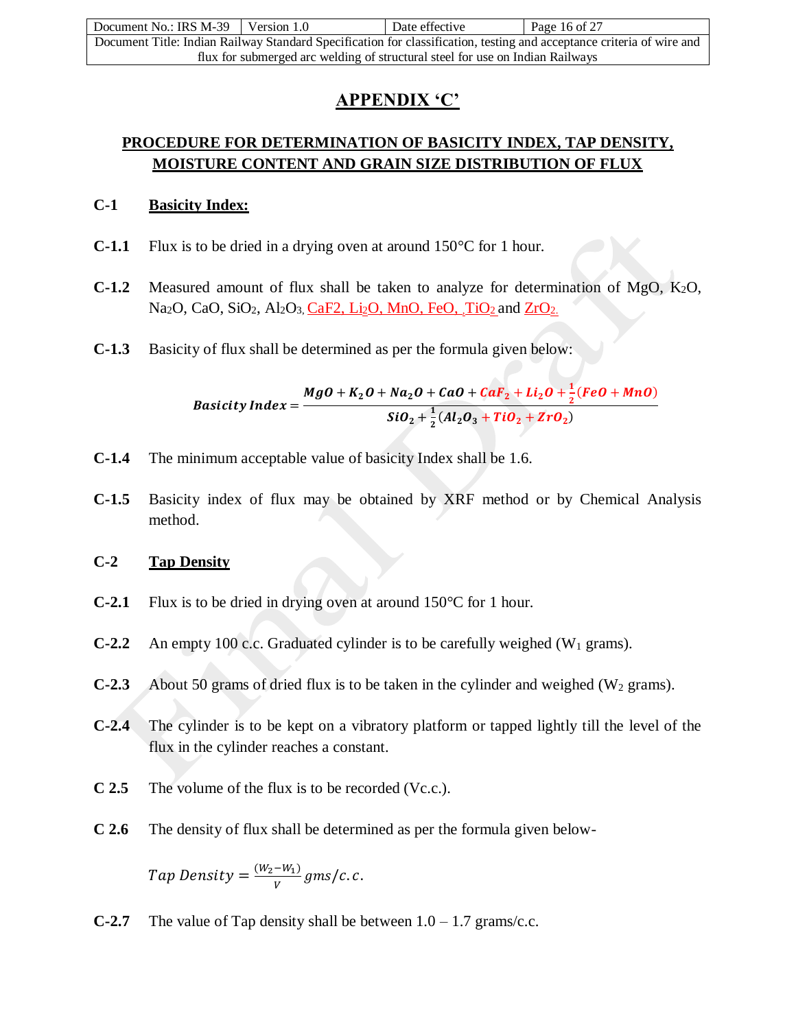# APPENDIX 'C'

## PROCEDURE FOR DETERMINATION OF BASICITY INDEX, TAP DENSITY, MOISTURE CONTENT AND GRAIN SIZE DISTRIBUTION OF FLUX

### C-1 Basicity Index:

**C-1.1** Flux is to be dried in a drying oven at around 150°C for 1 hour.

**C-1.2** Measured amount of flux shall be taken to analyze for determination of $MgO$, $K_2O$, $Na_2O$, $CaO$, $SiO_2$, $Al_2O_3$, CaF2, $Li_2O$, $MnO$, $FeO$, , $TiO_2$ and $ZrO_2$.

**C-1.3** Basicity of flux shall be determined as per the formula given below:

$$\textit{Basicity Index} = \frac{MgO + K_2O + Na_2O + CaO + CaF_2 + Li_2O + \frac{1}{2}(FeO + MnO)}{SiO_2 + \frac{1}{2}(Al_2O_3 + TiO_2 + ZrO_2)}$$

**C-1.4** The minimum acceptable value of basicity Index shall be 1.6.

**C-1.5** Basicity index of flux may be obtained by XRF method or by Chemical Analysis method.

### C-2 Tap Density

**C-2.1** Flux is to be dried in drying oven at around 150°C for 1 hour.

**C-2.2** An empty 100 c.c. Graduated cylinder is to be carefully weighed ($W_1$ grams).

**C-2.3** About 50 grams of dried flux is to be taken in the cylinder and weighed ($W_2$ grams).

**C-2.4** The cylinder is to be kept on a vibratory platform or tapped lightly till the level of the flux in the cylinder reaches a constant.

**C 2.5** The volume of the flux is to be recorded (Vc.c.).

**C 2.6** The density of flux shall be determined as per the formula given below-

$$Tap\ Density = \frac{(W_2 - W_1)}{V}\ gms/c.c.$$

**C-2.7** The value of Tap density shall be between 1.0 – 1.7 grams/c.c.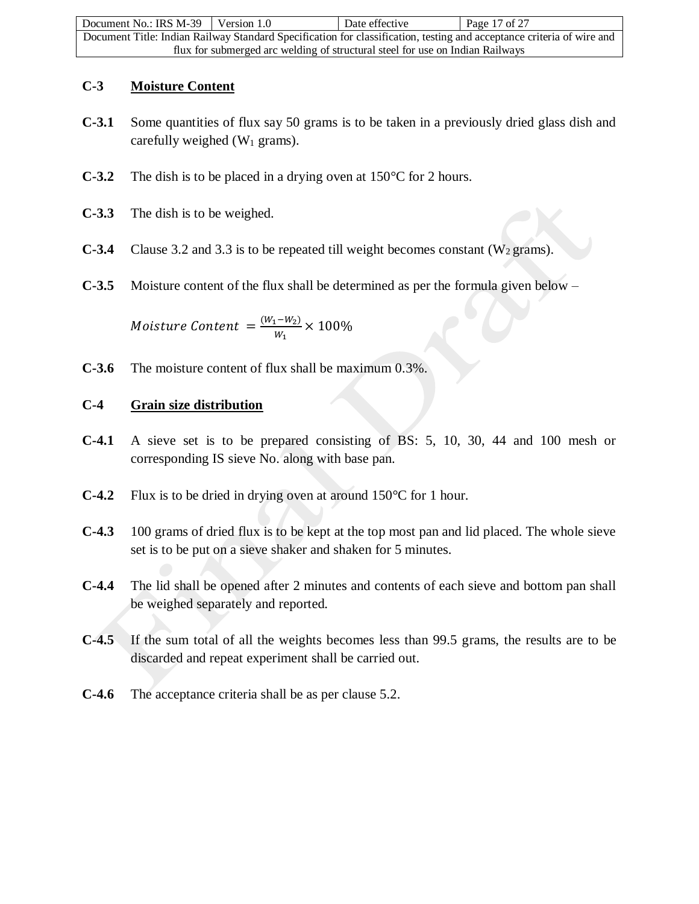## C-3 Moisture Content

**C-3.1** Some quantities of flux say 50 grams is to be taken in a previously dried glass dish and carefully weighed ($W_1$ grams).

**C-3.2** The dish is to be placed in a drying oven at 150°C for 2 hours.

**C-3.3** The dish is to be weighed.

**C-3.4** Clause 3.2 and 3.3 is to be repeated till weight becomes constant ($W_2$ grams).

**C-3.5** Moisture content of the flux shall be determined as per the formula given below –

$$Moisture\ Content\ = \frac{(W_1 - W_2)}{W_1} \times 100\%$$

**C-3.6** The moisture content of flux shall be maximum 0.3%.

## C-4 Grain size distribution

**C-4.1** A sieve set is to be prepared consisting of BS: 5, 10, 30, 44 and 100 mesh or corresponding IS sieve No. along with base pan.

**C-4.2** Flux is to be dried in drying oven at around 150°C for 1 hour.

**C-4.3** 100 grams of dried flux is to be kept at the top most pan and lid placed. The whole sieve set is to be put on a sieve shaker and shaken for 5 minutes.

**C-4.4** The lid shall be opened after 2 minutes and contents of each sieve and bottom pan shall be weighed separately and reported.

**C-4.5** If the sum total of all the weights becomes less than 99.5 grams, the results are to be discarded and repeat experiment shall be carried out.

**C-4.6** The acceptance criteria shall be as per clause 5.2.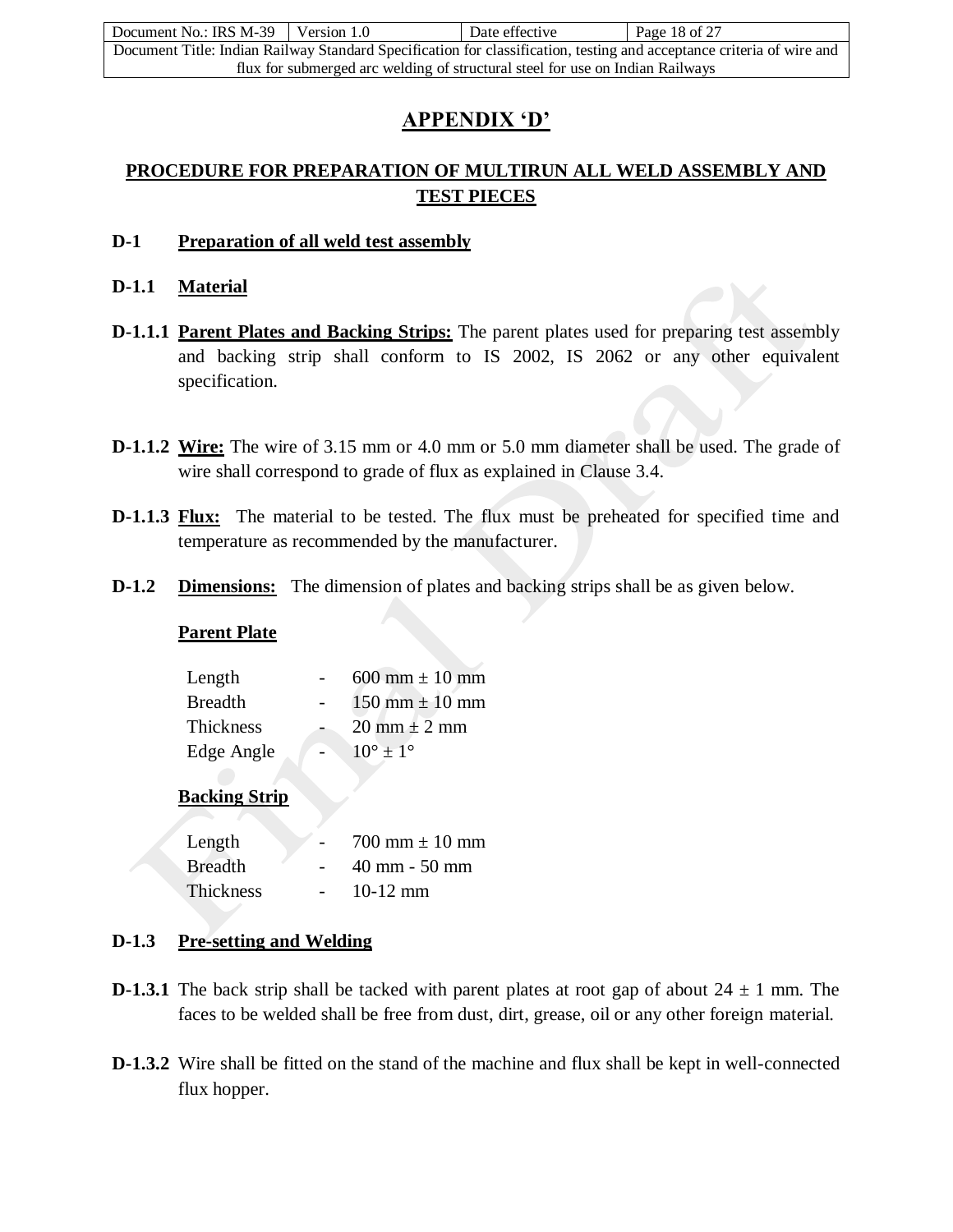# APPENDIX 'D'

## PROCEDURE FOR PREPARATION OF MULTIRUN ALL WELD ASSEMBLY AND TEST PIECES

### D-1 Preparation of all weld test assembly

### D-1.1 Material

**D-1.1.1 Parent Plates and Backing Strips:** The parent plates used for preparing test assembly and backing strip shall conform to IS 2002, IS 2062 or any other equivalent specification.

**D-1.1.2 Wire:** The wire of 3.15 mm or 4.0 mm or 5.0 mm diameter shall be used. The grade of wire shall correspond to grade of flux as explained in Clause 3.4.

**D-1.1.3 Flux:** The material to be tested. The flux must be preheated for specified time and temperature as recommended by the manufacturer.

**D-1.2 Dimensions:** The dimension of plates and backing strips shall be as given below.

**Parent Plate**

| | | |
|---|---|---|
| Length | - | 600 mm ± 10 mm |
| Breadth | - | 150 mm ± 10 mm |
| Thickness | - | 20 mm ± 2 mm |
| Edge Angle | - | 10° ± 1° |

**Backing Strip**

| | | |
|---|---|---|
| Length | - | 700 mm ± 10 mm |
| Breadth | - | 40 mm - 50 mm |
| Thickness | - | 10-12 mm |

### D-1.3 Pre-setting and Welding

**D-1.3.1** The back strip shall be tacked with parent plates at root gap of about 24 ± 1 mm. The faces to be welded shall be free from dust, dirt, grease, oil or any other foreign material.

**D-1.3.2** Wire shall be fitted on the stand of the machine and flux shall be kept in well-connected flux hopper.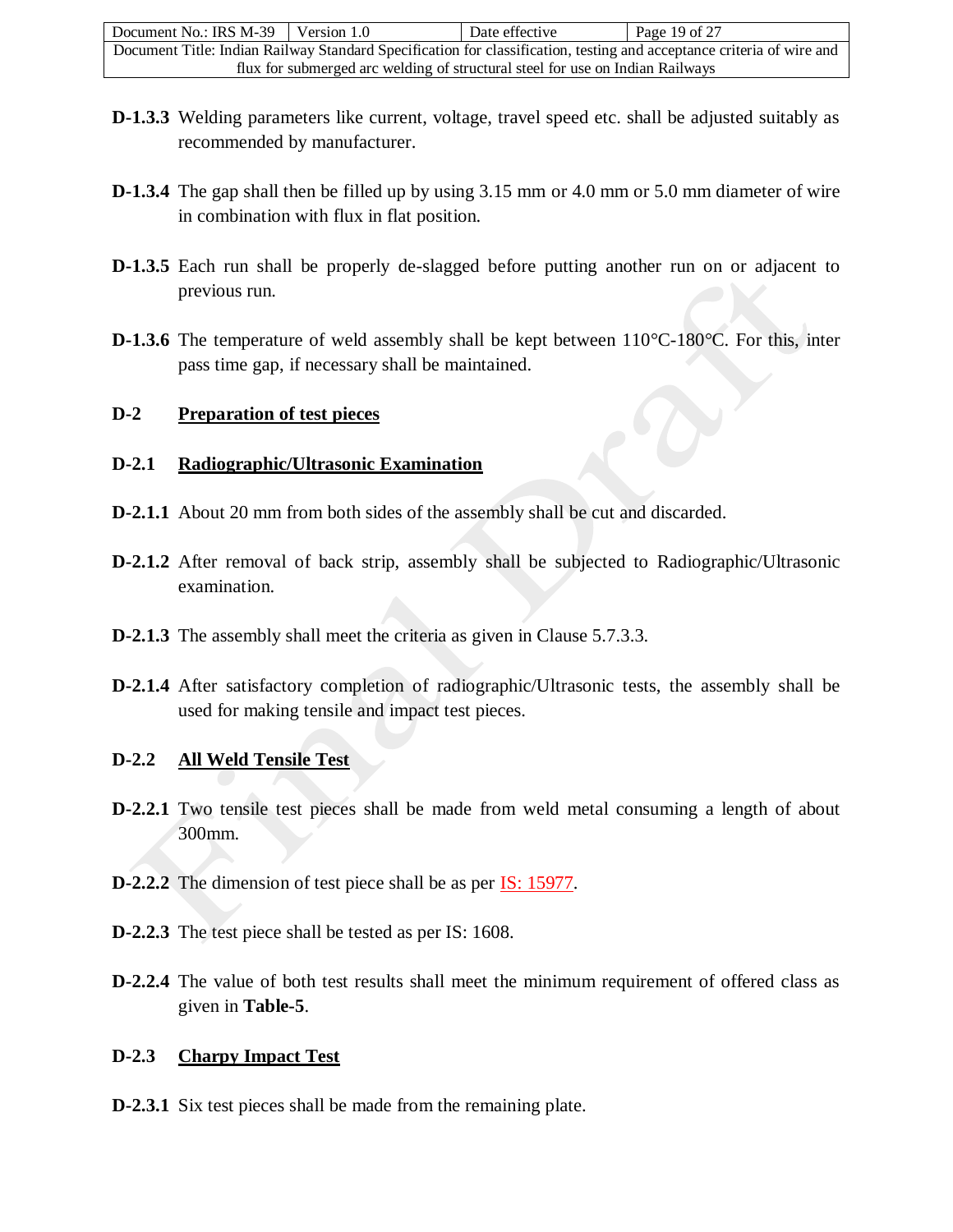**D-1.3.3** Welding parameters like current, voltage, travel speed etc. shall be adjusted suitably as recommended by manufacturer.

**D-1.3.4** The gap shall then be filled up by using 3.15 mm or 4.0 mm or 5.0 mm diameter of wire in combination with flux in flat position.

**D-1.3.5** Each run shall be properly de-slagged before putting another run on or adjacent to previous run.

**D-1.3.6** The temperature of weld assembly shall be kept between 110°C-180°C. For this, inter pass time gap, if necessary shall be maintained.

## D-2 Preparation of test pieces

### D-2.1 Radiographic/Ultrasonic Examination

**D-2.1.1** About 20 mm from both sides of the assembly shall be cut and discarded.

**D-2.1.2** After removal of back strip, assembly shall be subjected to Radiographic/Ultrasonic examination.

**D-2.1.3** The assembly shall meet the criteria as given in Clause 5.7.3.3.

**D-2.1.4** After satisfactory completion of radiographic/Ultrasonic tests, the assembly shall be used for making tensile and impact test pieces.

### D-2.2 All Weld Tensile Test

**D-2.2.1** Two tensile test pieces shall be made from weld metal consuming a length of about 300mm.

**D-2.2.2** The dimension of test piece shall be as per IS: 15977.

**D-2.2.3** The test piece shall be tested as per IS: 1608.

**D-2.2.4** The value of both test results shall meet the minimum requirement of offered class as given in **Table-5**.

### D-2.3 Charpy Impact Test

**D-2.3.1** Six test pieces shall be made from the remaining plate.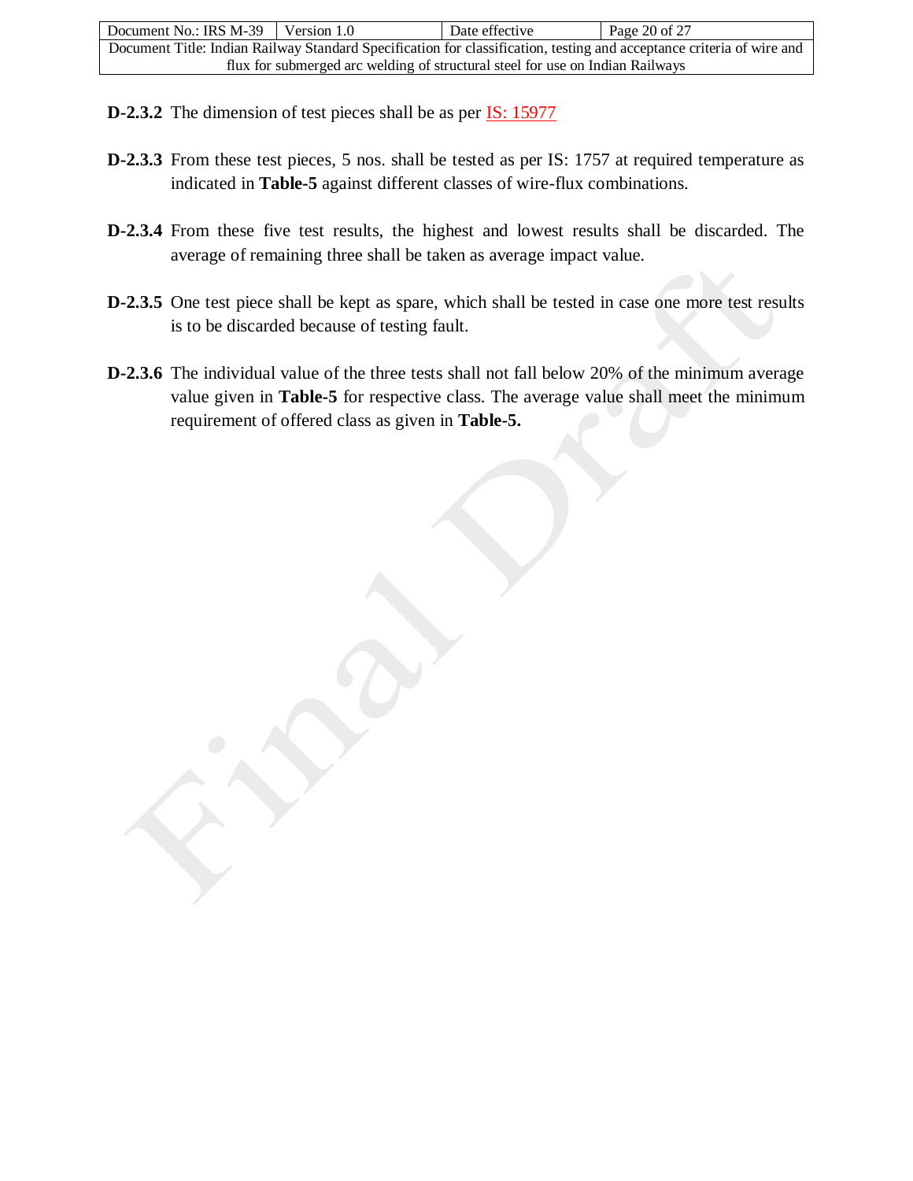**D-2.3.2** The dimension of test pieces shall be as per IS: 15977

**D-2.3.3** From these test pieces, 5 nos. shall be tested as per IS: 1757 at required temperature as indicated in **Table-5** against different classes of wire-flux combinations.

**D-2.3.4** From these five test results, the highest and lowest results shall be discarded. The average of remaining three shall be taken as average impact value.

**D-2.3.5** One test piece shall be kept as spare, which shall be tested in case one more test results is to be discarded because of testing fault.

**D-2.3.6** The individual value of the three tests shall not fall below 20% of the minimum average value given in **Table-5** for respective class. The average value shall meet the minimum requirement of offered class as given in **Table-5.**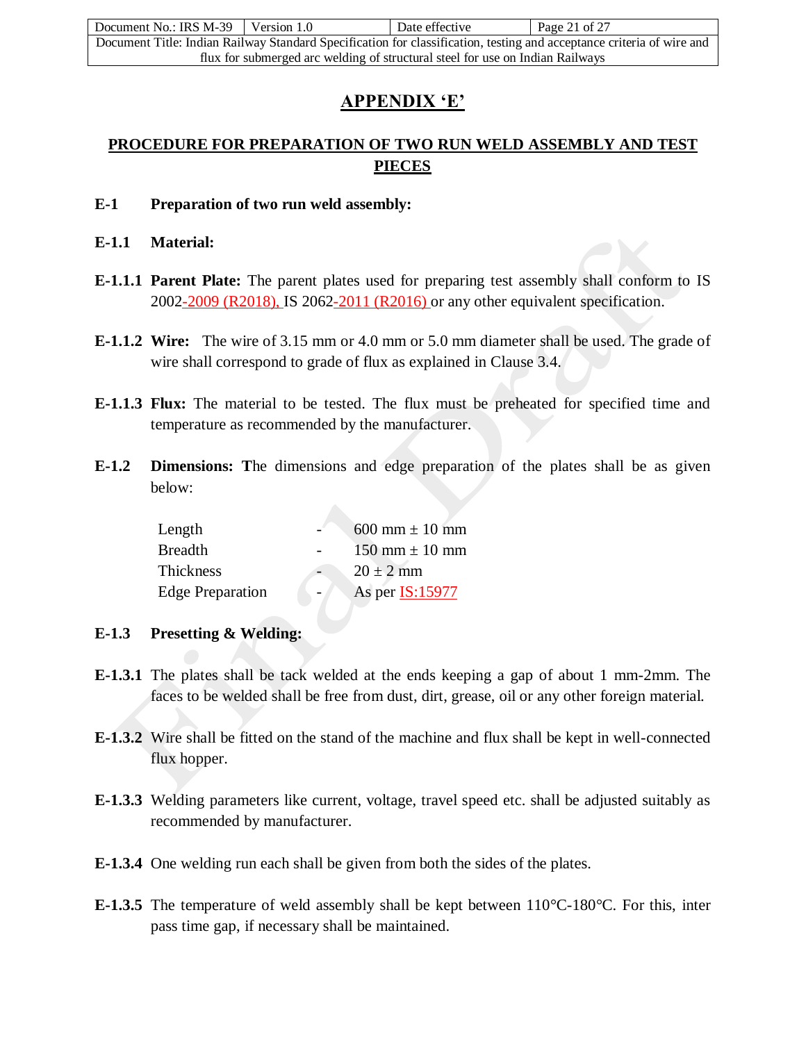# APPENDIX 'E'

## PROCEDURE FOR PREPARATION OF TWO RUN WELD ASSEMBLY AND TEST PIECES

**E-1 Preparation of two run weld assembly:**

**E-1.1 Material:**

**E-1.1.1 Parent Plate:** The parent plates used for preparing test assembly shall conform to IS 2002-2009 (R2018), IS 2062-2011 (R2016) or any other equivalent specification.

**E-1.1.2 Wire:** The wire of 3.15 mm or 4.0 mm or 5.0 mm diameter shall be used. The grade of wire shall correspond to grade of flux as explained in Clause 3.4.

**E-1.1.3 Flux:** The material to be tested. The flux must be preheated for specified time and temperature as recommended by the manufacturer.

**E-1.2 Dimensions:** The dimensions and edge preparation of the plates shall be as given below:

| | | |
|---|---|---|
| Length | - | 600 mm ± 10 mm |
| Breadth | - | 150 mm ± 10 mm |
| Thickness | - | 20 ± 2 mm |
| Edge Preparation | - | As per IS:15977 |

**E-1.3 Presetting & Welding:**

**E-1.3.1** The plates shall be tack welded at the ends keeping a gap of about 1 mm-2mm. The faces to be welded shall be free from dust, dirt, grease, oil or any other foreign material.

**E-1.3.2** Wire shall be fitted on the stand of the machine and flux shall be kept in well-connected flux hopper.

**E-1.3.3** Welding parameters like current, voltage, travel speed etc. shall be adjusted suitably as recommended by manufacturer.

**E-1.3.4** One welding run each shall be given from both the sides of the plates.

**E-1.3.5** The temperature of weld assembly shall be kept between 110°C-180°C. For this, inter pass time gap, if necessary shall be maintained.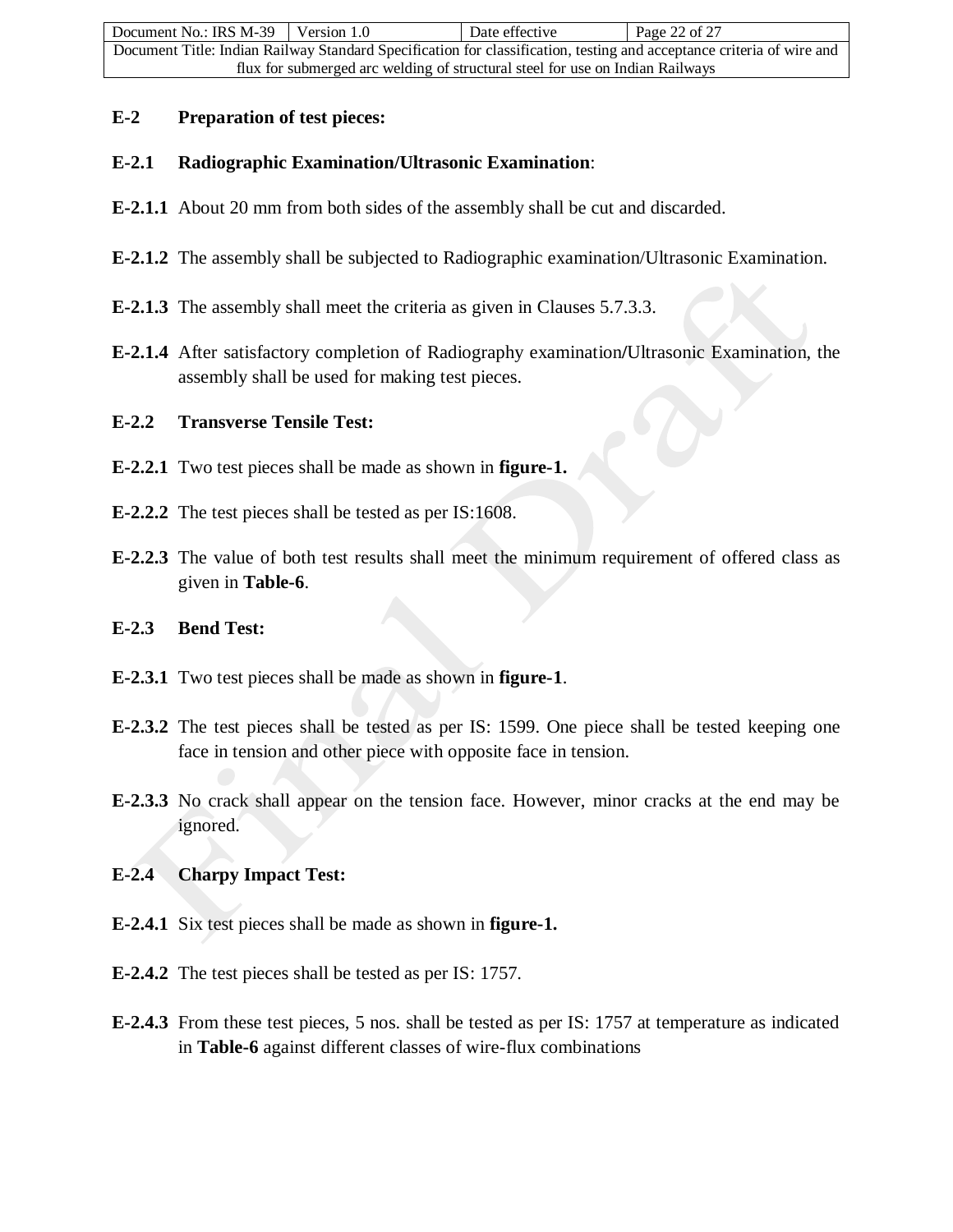**E-2 Preparation of test pieces:**

**E-2.1 Radiographic Examination/Ultrasonic Examination**:

**E-2.1.1** About 20 mm from both sides of the assembly shall be cut and discarded.

**E-2.1.2** The assembly shall be subjected to Radiographic examination/Ultrasonic Examination.

**E-2.1.3** The assembly shall meet the criteria as given in Clauses 5.7.3.3.

**E-2.1.4** After satisfactory completion of Radiography examination/Ultrasonic Examination, the assembly shall be used for making test pieces.

**E-2.2 Transverse Tensile Test:**

**E-2.2.1** Two test pieces shall be made as shown in **figure-1.**

**E-2.2.2** The test pieces shall be tested as per IS:1608.

**E-2.2.3** The value of both test results shall meet the minimum requirement of offered class as given in **Table-6**.

**E-2.3 Bend Test:**

**E-2.3.1** Two test pieces shall be made as shown in **figure-1**.

**E-2.3.2** The test pieces shall be tested as per IS: 1599. One piece shall be tested keeping one face in tension and other piece with opposite face in tension.

**E-2.3.3** No crack shall appear on the tension face. However, minor cracks at the end may be ignored.

**E-2.4 Charpy Impact Test:**

**E-2.4.1** Six test pieces shall be made as shown in **figure-1.**

**E-2.4.2** The test pieces shall be tested as per IS: 1757.

**E-2.4.3** From these test pieces, 5 nos. shall be tested as per IS: 1757 at temperature as indicated in **Table-6** against different classes of wire-flux combinations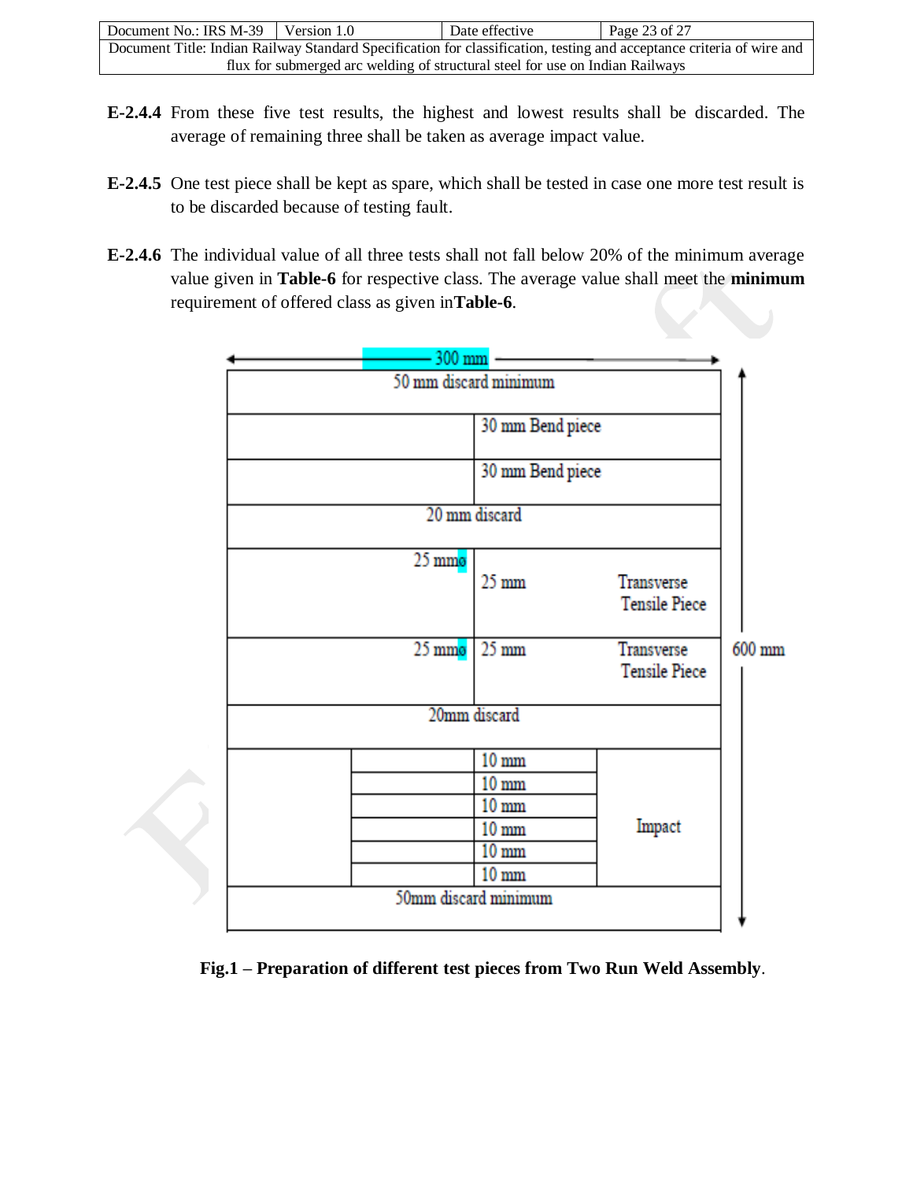**E-2.4.4** From these five test results, the highest and lowest results shall be discarded. The average of remaining three shall be taken as average impact value.

**E-2.4.5** One test piece shall be kept as spare, which shall be tested in case one more test result is to be discarded because of testing fault.

**E-2.4.6** The individual value of all three tests shall not fall below 20% of the minimum average value given in **Table-6** for respective class. The average value shall meet the **minimum** requirement of offered class as given in**Table-6**.

300 mm

600 mm

| 50 mm discard minimum | | |
|---|---|---|
| | 30 mm Bend piece | |
| | 30 mm Bend piece | |
| 20 mm discard | | |
| 25 mmø | 25 mm | Transverse Tensile Piece |
| 25 mmø | 25 mm | Transverse Tensile Piece |
| 20mm discard | | |
| | 10 mm | Impact |
| | 10 mm | |
| | 10 mm | |
| | 10 mm | |
| | 10 mm | |
| | 10 mm | |
| 50mm discard minimum | | |

**Fig.1 – Preparation of different test pieces from Two Run Weld Assembly**.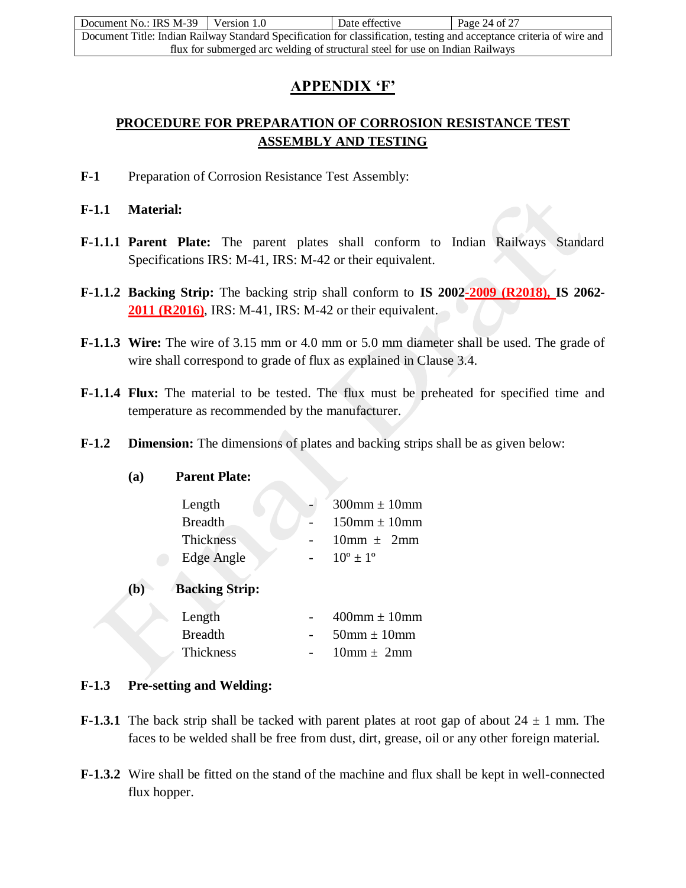# APPENDIX 'F'

## PROCEDURE FOR PREPARATION OF CORROSION RESISTANCE TEST ASSEMBLY AND TESTING

**F-1** Preparation of Corrosion Resistance Test Assembly:

**F-1.1 Material:**

**F-1.1.1 Parent Plate:** The parent plates shall conform to Indian Railways Standard Specifications IRS: M-41, IRS: M-42 or their equivalent.

**F-1.1.2 Backing Strip:** The backing strip shall conform to **IS 2002-2009 (R2018), IS 2062-2011 (R2016)**, IRS: M-41, IRS: M-42 or their equivalent.

**F-1.1.3 Wire:** The wire of 3.15 mm or 4.0 mm or 5.0 mm diameter shall be used. The grade of wire shall correspond to grade of flux as explained in Clause 3.4.

**F-1.1.4 Flux:** The material to be tested. The flux must be preheated for specified time and temperature as recommended by the manufacturer.

**F-1.2 Dimension:** The dimensions of plates and backing strips shall be as given below:

**(a) Parent Plate:**

| | | |
|---|---|---|
| Length | - | 300mm ± 10mm |
| Breadth | - | 150mm ± 10mm |
| Thickness | - | 10mm ± 2mm |
| Edge Angle | - | 10º ± 1º |

**(b) Backing Strip:**

| | | |
|---|---|---|
| Length | - | 400mm ± 10mm |
| Breadth | - | 50mm ± 10mm |
| Thickness | - | 10mm ± 2mm |

**F-1.3 Pre-setting and Welding:**

**F-1.3.1** The back strip shall be tacked with parent plates at root gap of about 24 ± 1 mm. The faces to be welded shall be free from dust, dirt, grease, oil or any other foreign material.

**F-1.3.2** Wire shall be fitted on the stand of the machine and flux shall be kept in well-connected flux hopper.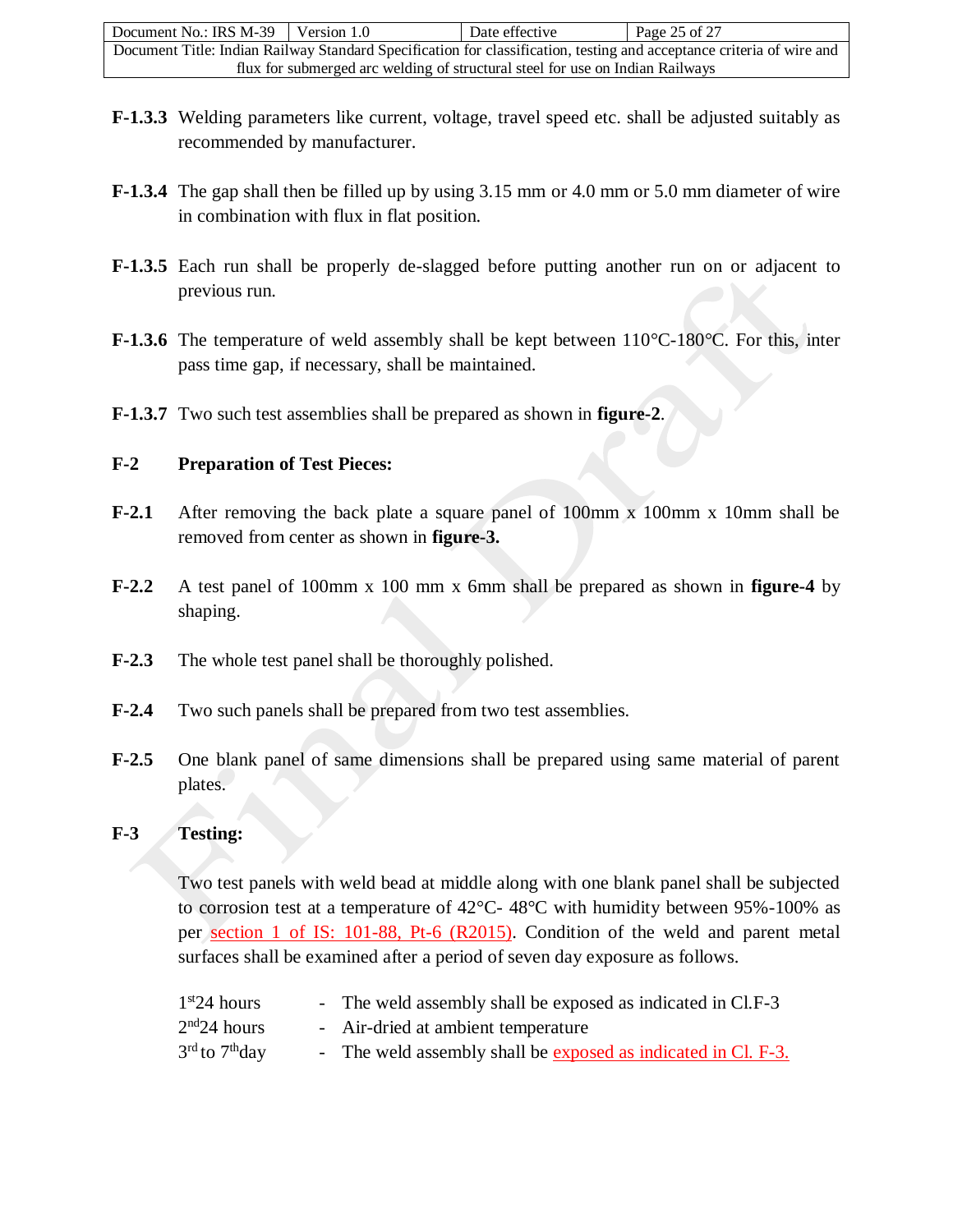**F-1.3.3** Welding parameters like current, voltage, travel speed etc. shall be adjusted suitably as recommended by manufacturer.

**F-1.3.4** The gap shall then be filled up by using 3.15 mm or 4.0 mm or 5.0 mm diameter of wire in combination with flux in flat position.

**F-1.3.5** Each run shall be properly de-slagged before putting another run on or adjacent to previous run.

**F-1.3.6** The temperature of weld assembly shall be kept between 110°C-180°C. For this, inter pass time gap, if necessary, shall be maintained.

**F-1.3.7** Two such test assemblies shall be prepared as shown in **figure-2**.

## F-2 Preparation of Test Pieces:

**F-2.1** After removing the back plate a square panel of 100mm x 100mm x 10mm shall be removed from center as shown in **figure-3.**

**F-2.2** A test panel of 100mm x 100 mm x 6mm shall be prepared as shown in **figure-4** by shaping.

**F-2.3** The whole test panel shall be thoroughly polished.

**F-2.4** Two such panels shall be prepared from two test assemblies.

**F-2.5** One blank panel of same dimensions shall be prepared using same material of parent plates.

## F-3 Testing:

Two test panels with weld bead at middle along with one blank panel shall be subjected to corrosion test at a temperature of 42°C- 48°C with humidity between 95%-100% as per section 1 of IS: 101-88, Pt-6 (R2015). Condition of the weld and parent metal surfaces shall be examined after a period of seven day exposure as follows.

| | | |
|---|---|---|
| 1st 24 hours | - | The weld assembly shall be exposed as indicated in Cl.F-3 |
| 2nd 24 hours | - | Air-dried at ambient temperature |
| 3rd to 7th day | - | The weld assembly shall be exposed as indicated in Cl. F-3. |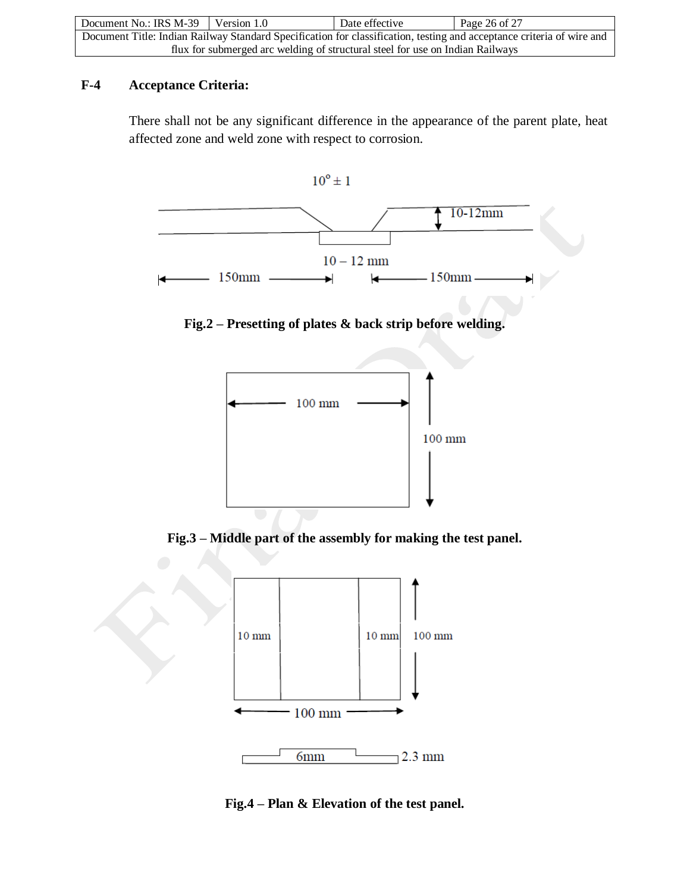## F-4 Acceptance Criteria:

There shall not be any significant difference in the appearance of the parent plate, heat affected zone and weld zone with respect to corrosion.

$10^{\circ} \pm 1$

10-12mm

10 – 12 mm

150mm 150mm

**Fig.2 – Presetting of plates & back strip before welding.**

100 mm

100 mm

**Fig.3 – Middle part of the assembly for making the test panel.**

10 mm 10 mm 100 mm

100 mm

6mm 2.3 mm

**Fig.4 – Plan & Elevation of the test panel.**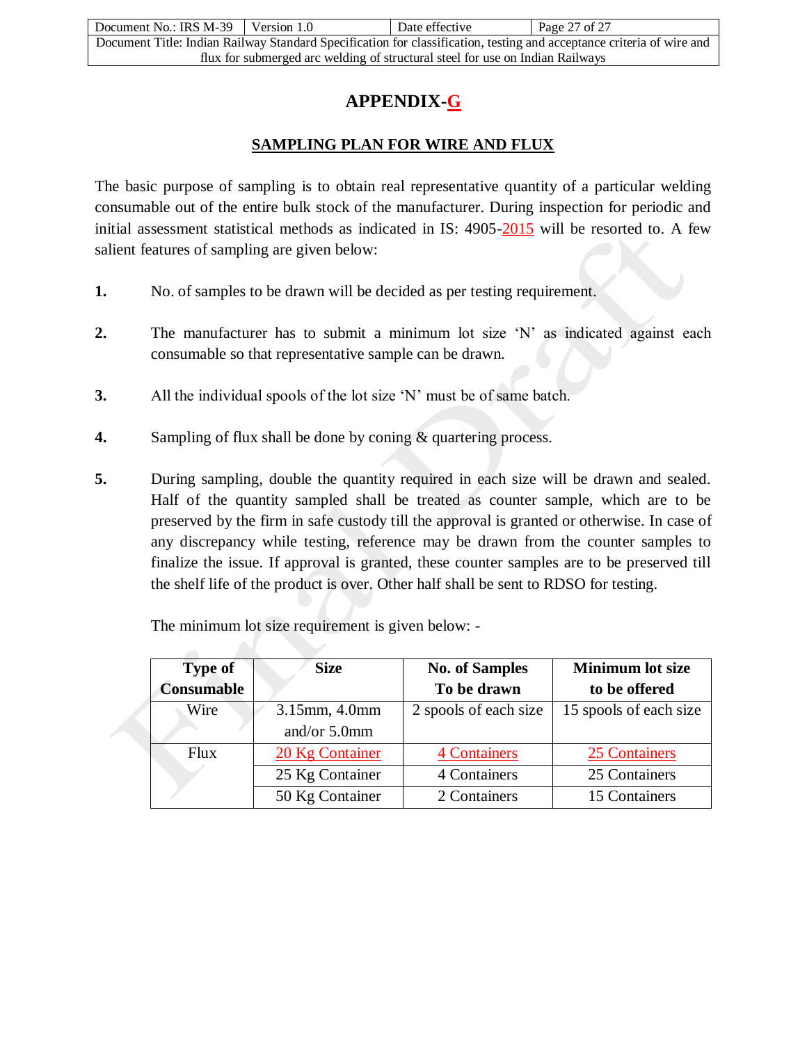# APPENDIX-G

## SAMPLING PLAN FOR WIRE AND FLUX

The basic purpose of sampling is to obtain real representative quantity of a particular welding consumable out of the entire bulk stock of the manufacturer. During inspection for periodic and initial assessment statistical methods as indicated in IS: 4905-2015 will be resorted to. A few salient features of sampling are given below:

**1.** No. of samples to be drawn will be decided as per testing requirement.

**2.** The manufacturer has to submit a minimum lot size 'N' as indicated against each consumable so that representative sample can be drawn.

**3.** All the individual spools of the lot size 'N' must be of same batch.

**4.** Sampling of flux shall be done by coning & quartering process.

**5.** During sampling, double the quantity required in each size will be drawn and sealed. Half of the quantity sampled shall be treated as counter sample, which are to be preserved by the firm in safe custody till the approval is granted or otherwise. In case of any discrepancy while testing, reference may be drawn from the counter samples to finalize the issue. If approval is granted, these counter samples are to be preserved till the shelf life of the product is over. Other half shall be sent to RDSO for testing.

The minimum lot size requirement is given below: -

| Type of Consumable | Size | No. of Samples To be drawn | Minimum lot size to be offered |
|---|---|---|---|
| Wire | 3.15mm, 4.0mm and/or 5.0mm | 2 spools of each size | 15 spools of each size |
| Flux | 20 Kg Container | 4 Containers | 25 Containers |
| | 25 Kg Container | 4 Containers | 25 Containers |
| | 50 Kg Container | 2 Containers | 15 Containers |